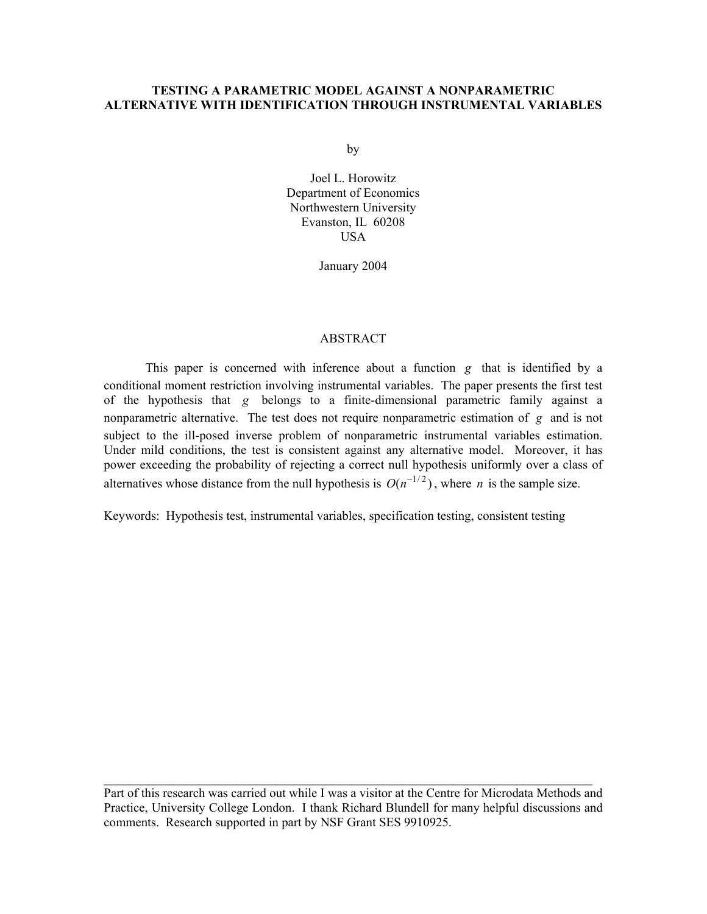# TESTING A PARAMETRIC MODEL AGAINST A NONPARAMETRIC ALTERNATIVE WITH IDENTIFICATION THROUGH INSTRUMENTAL VARIABLES

by

Joel L. Horowitz
Department of Economics
Northwestern University
Evanston, IL 60208
USA

January 2004

## ABSTRACT

This paper is concerned with inference about a function $g$ that is identified by a conditional moment restriction involving instrumental variables. The paper presents the first test of the hypothesis that $g$ belongs to a finite-dimensional parametric family against a nonparametric alternative. The test does not require nonparametric estimation of $g$ and is not subject to the ill-posed inverse problem of nonparametric instrumental variables estimation. Under mild conditions, the test is consistent against any alternative model. Moreover, it has power exceeding the probability of rejecting a correct null hypothesis uniformly over a class of alternatives whose distance from the null hypothesis is $O(n^{-1/2})$, where $n$ is the sample size.

Keywords: Hypothesis test, instrumental variables, specification testing, consistent testing

---

Part of this research was carried out while I was a visitor at the Centre for Microdata Methods and Practice, University College London. I thank Richard Blundell for many helpful discussions and comments. Research supported in part by NSF Grant SES 9910925.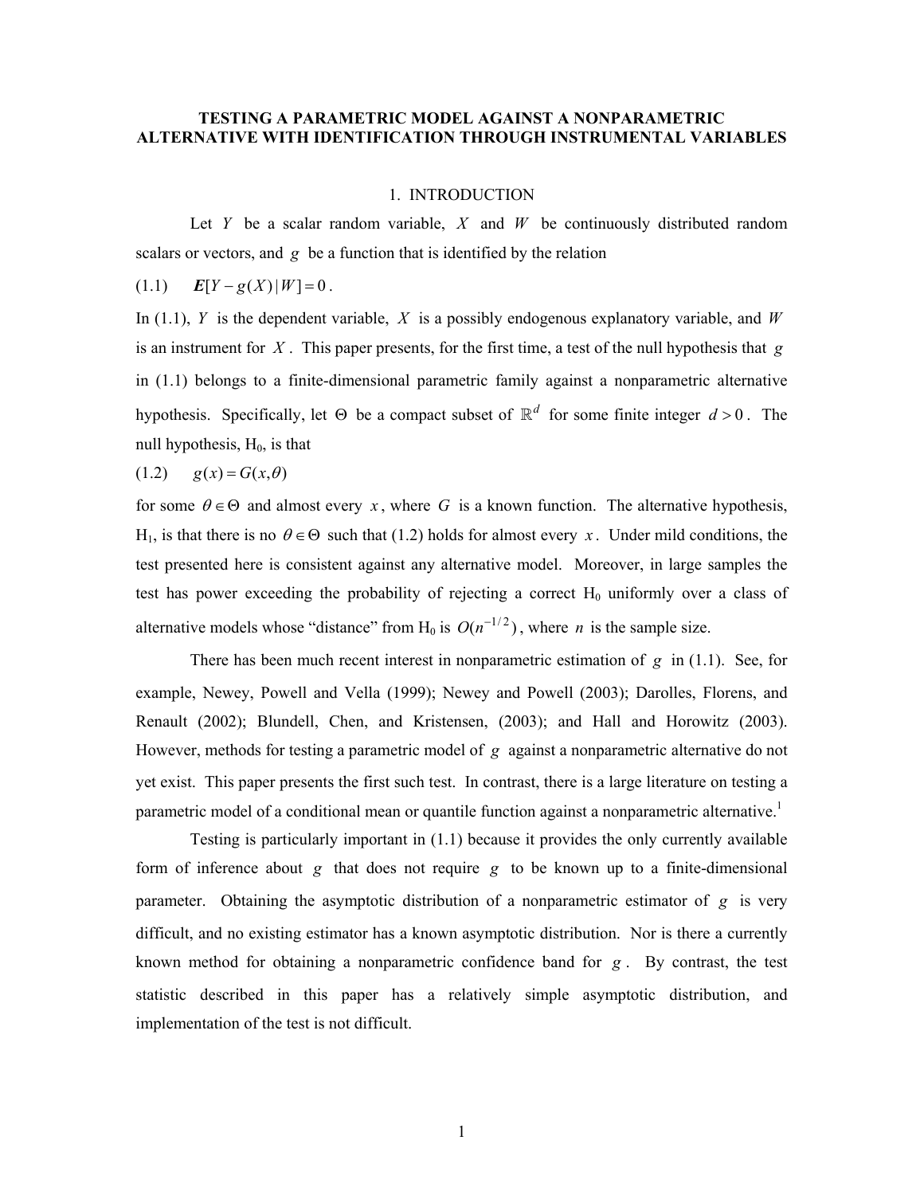# TESTING A PARAMETRIC MODEL AGAINST A NONPARAMETRIC ALTERNATIVE WITH IDENTIFICATION THROUGH INSTRUMENTAL VARIABLES

## 1. INTRODUCTION

Let $Y$ be a scalar random variable, $X$ and $W$ be continuously distributed random scalars or vectors, and $g$ be a function that is identified by the relation

$$
\boldsymbol{E}[Y - g(X) \mid W] = 0 . \tag{1.1}
$$

In (1.1), $Y$ is the dependent variable, $X$ is a possibly endogenous explanatory variable, and $W$ is an instrument for $X$. This paper presents, for the first time, a test of the null hypothesis that $g$ in (1.1) belongs to a finite-dimensional parametric family against a nonparametric alternative hypothesis. Specifically, let $\Theta$ be a compact subset of $\mathbb{R}^d$ for some finite integer $d > 0$. The null hypothesis, $H_0$, is that

$$
g(x) = G(x, \theta) \tag{1.2}
$$

for some $\theta \in \Theta$ and almost every $x$, where $G$ is a known function. The alternative hypothesis, $H_1$, is that there is no $\theta \in \Theta$ such that (1.2) holds for almost every $x$. Under mild conditions, the test presented here is consistent against any alternative model. Moreover, in large samples the test has power exceeding the probability of rejecting a correct $H_0$ uniformly over a class of alternative models whose "distance" from $H_0$ is $O(n^{-1/2})$, where $n$ is the sample size.

There has been much recent interest in nonparametric estimation of $g$ in (1.1). See, for example, Newey, Powell and Vella (1999); Newey and Powell (2003); Darolles, Florens, and Renault (2002); Blundell, Chen, and Kristensen, (2003); and Hall and Horowitz (2003). However, methods for testing a parametric model of $g$ against a nonparametric alternative do not yet exist. This paper presents the first such test. In contrast, there is a large literature on testing a parametric model of a conditional mean or quantile function against a nonparametric alternative.[1]

Testing is particularly important in (1.1) because it provides the only currently available form of inference about $g$ that does not require $g$ to be known up to a finite-dimensional parameter. Obtaining the asymptotic distribution of a nonparametric estimator of $g$ is very difficult, and no existing estimator has a known asymptotic distribution. Nor is there a currently known method for obtaining a nonparametric confidence band for $g$. By contrast, the test statistic described in this paper has a relatively simple asymptotic distribution, and implementation of the test is not difficult.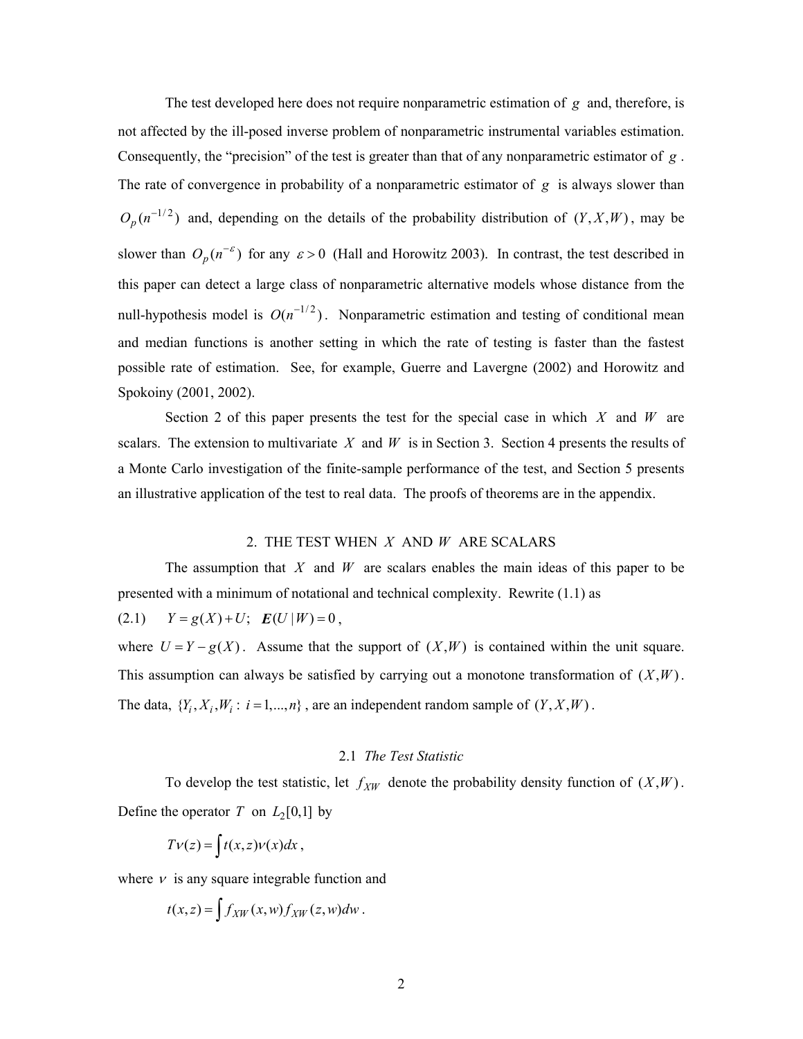The test developed here does not require nonparametric estimation of $g$ and, therefore, is not affected by the ill-posed inverse problem of nonparametric instrumental variables estimation. Consequently, the "precision" of the test is greater than that of any nonparametric estimator of $g$. The rate of convergence in probability of a nonparametric estimator of $g$ is always slower than $O_p(n^{-1/2})$ and, depending on the details of the probability distribution of $(Y, X, W)$, may be slower than $O_p(n^{-\varepsilon})$ for any $\varepsilon > 0$ (Hall and Horowitz 2003). In contrast, the test described in this paper can detect a large class of nonparametric alternative models whose distance from the null-hypothesis model is $O(n^{-1/2})$. Nonparametric estimation and testing of conditional mean and median functions is another setting in which the rate of testing is faster than the fastest possible rate of estimation. See, for example, Guerre and Lavergne (2002) and Horowitz and Spokoiny (2001, 2002).

Section 2 of this paper presents the test for the special case in which $X$ and $W$ are scalars. The extension to multivariate $X$ and $W$ is in Section 3. Section 4 presents the results of a Monte Carlo investigation of the finite-sample performance of the test, and Section 5 presents an illustrative application of the test to real data. The proofs of theorems are in the appendix.

## 2. THE TEST WHEN $X$ AND $W$ ARE SCALARS

The assumption that $X$ and $W$ are scalars enables the main ideas of this paper to be presented with a minimum of notational and technical complexity. Rewrite (1.1) as

(2.1) $\quad Y = g(X) + U; \quad \boldsymbol{E}(U \mid W) = 0,$

where $U = Y - g(X)$. Assume that the support of $(X, W)$ is contained within the unit square. This assumption can always be satisfied by carrying out a monotone transformation of $(X, W)$. The data, $\{Y_i, X_i, W_i : i = 1, ..., n\}$, are an independent random sample of $(Y, X, W)$.

### 2.1 *The Test Statistic*

To develop the test statistic, let $f_{XW}$ denote the probability density function of $(X, W)$. Define the operator $T$ on $L_2[0,1]$ by

$$T\nu(z) = \int t(x, z)\nu(x)dx,$$

where $\nu$ is any square integrable function and

$$t(x, z) = \int f_{XW}(x, w) f_{XW}(z, w)dw.$$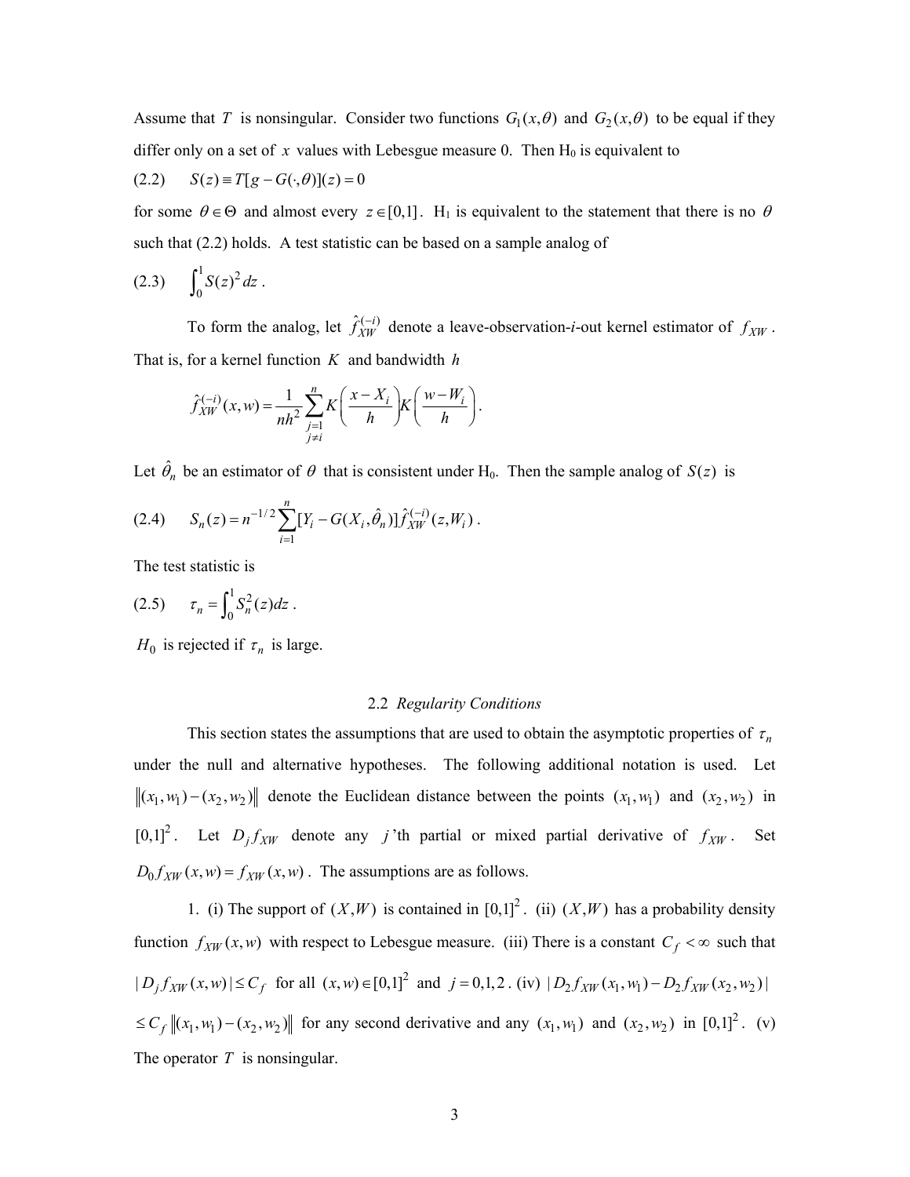Assume that $T$ is nonsingular. Consider two functions $G_1(x,\theta)$ and $G_2(x,\theta)$ to be equal if they differ only on a set of $x$ values with Lebesgue measure 0. Then H$_0$ is equivalent to

$$(2.2) \qquad S(z) \equiv T[g - G(\cdot,\theta)](z) = 0$$

for some $\theta \in \Theta$ and almost every $z \in [0,1]$. H$_1$ is equivalent to the statement that there is no $\theta$ such that (2.2) holds. A test statistic can be based on a sample analog of

$$(2.3) \qquad \int_0^1 S(z)^2 \, dz \, .$$

To form the analog, let $\hat{f}_{XW}^{(-i)}$ denote a leave-observation-$i$-out kernel estimator of $f_{XW}$. That is, for a kernel function $K$ and bandwidth $h$

$$\hat{f}_{XW}^{(-i)}(x,w) = \frac{1}{nh^2} \sum_{\substack{j=1 \\ j \neq i}}^{n} K\left(\frac{x - X_i}{h}\right) K\left(\frac{w - W_i}{h}\right).$$

Let $\hat{\theta}_n$ be an estimator of $\theta$ that is consistent under H$_0$. Then the sample analog of $S(z)$ is

$$(2.4) \qquad S_n(z) = n^{-1/2} \sum_{i=1}^{n} [Y_i - G(X_i, \hat{\theta}_n)] \hat{f}_{XW}^{(-i)}(z, W_i) \, .$$

The test statistic is

$$(2.5) \qquad \tau_n = \int_0^1 S_n^2(z) dz \, .$$

$H_0$ is rejected if $\tau_n$ is large.

## 2.2 *Regularity Conditions*

This section states the assumptions that are used to obtain the asymptotic properties of $\tau_n$ under the null and alternative hypotheses. The following additional notation is used. Let $\|(x_1, w_1) - (x_2, w_2)\|$ denote the Euclidean distance between the points $(x_1, w_1)$ and $(x_2, w_2)$ in $[0,1]^2$. Let $D_j f_{XW}$ denote any $j$'th partial or mixed partial derivative of $f_{XW}$. Set $D_0 f_{XW}(x,w) = f_{XW}(x,w)$. The assumptions are as follows.

1. (i) The support of $(X,W)$ is contained in $[0,1]^2$. (ii) $(X,W)$ has a probability density function $f_{XW}(x,w)$ with respect to Lebesgue measure. (iii) There is a constant $C_f < \infty$ such that $|D_j f_{XW}(x,w)| \leq C_f$ for all $(x,w) \in [0,1]^2$ and $j = 0,1,2$. (iv) $|D_2 f_{XW}(x_1,w_1) - D_2 f_{XW}(x_2,w_2)|$ $\leq C_f \|(x_1,w_1) - (x_2,w_2)\|$ for any second derivative and any $(x_1,w_1)$ and $(x_2,w_2)$ in $[0,1]^2$. (v) The operator $T$ is nonsingular.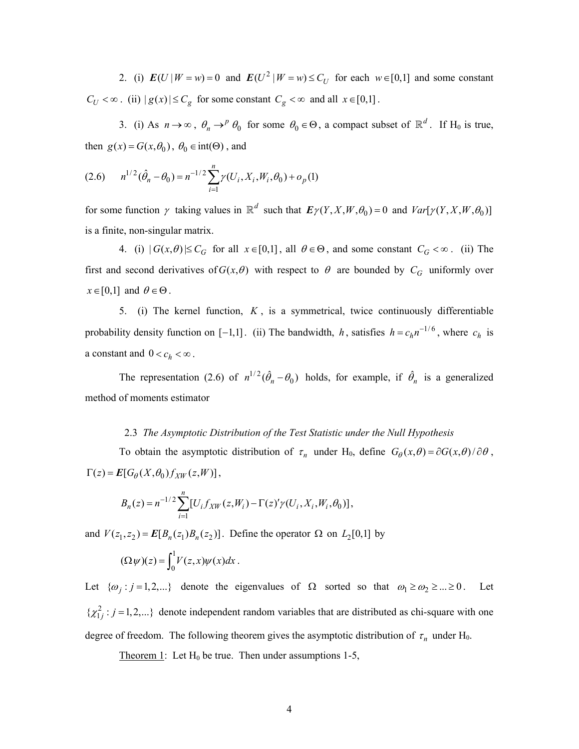2. (i) $\boldsymbol{E}(U \mid W = w) = 0$ and $\boldsymbol{E}(U^2 \mid W = w) \le C_U$ for each $w \in [0,1]$ and some constant $C_U < \infty$. (ii) $| g(x) | \le C_g$ for some constant $C_g < \infty$ and all $x \in [0,1]$.

3. (i) As $n \to \infty$, $\theta_n \to^p \theta_0$ for some $\theta_0 \in \Theta$, a compact subset of $\mathbb{R}^d$. If H₀ is true, then $g(x) = G(x, \theta_0)$, $\theta_0 \in \text{int}(\Theta)$, and

$$
(2.6) \qquad n^{1/2}(\hat{\theta}_n - \theta_0) = n^{-1/2} \sum_{i=1}^{n} \gamma(U_i, X_i, W_i, \theta_0) + o_p(1)
$$

for some function $\gamma$ taking values in $\mathbb{R}^d$ such that $\boldsymbol{E}\gamma(Y, X, W, \theta_0) = 0$ and $Var[\gamma(Y, X, W, \theta_0)]$ is a finite, non-singular matrix.

4. (i) $| G(x, \theta) | \le C_G$ for all $x \in [0,1]$, all $\theta \in \Theta$, and some constant $C_G < \infty$. (ii) The first and second derivatives of $G(x, \theta)$ with respect to $\theta$ are bounded by $C_G$ uniformly over $x \in [0,1]$ and $\theta \in \Theta$.

5. (i) The kernel function, $K$, is a symmetrical, twice continuously differentiable probability density function on $[-1,1]$. (ii) The bandwidth, $h$, satisfies $h = c_h n^{-1/6}$, where $c_h$ is a constant and $0 < c_h < \infty$.

The representation (2.6) of $n^{1/2}(\hat{\theta}_n - \theta_0)$ holds, for example, if $\hat{\theta}_n$ is a generalized method of moments estimator

### 2.3 *The Asymptotic Distribution of the Test Statistic under the Null Hypothesis*

To obtain the asymptotic distribution of $\tau_n$ under H₀, define $G_\theta(x, \theta) = \partial G(x, \theta) / \partial \theta$, $\Gamma(z) = \boldsymbol{E}[G_\theta(X, \theta_0) f_{XW}(z, W)]$,

$$
B_n(z) = n^{-1/2} \sum_{i=1}^{n} [U_i f_{XW}(z, W_i) - \Gamma(z)' \gamma(U_i, X_i, W_i, \theta_0)],
$$

and $V(z_1, z_2) = \boldsymbol{E}[B_n(z_1) B_n(z_2)]$. Define the operator $\Omega$ on $L_2[0,1]$ by

$$
(\Omega \psi)(z) = \int_0^1 V(z, x) \psi(x) dx .
$$

Let $\{\omega_j : j = 1, 2, ...\}$ denote the eigenvalues of $\Omega$ sorted so that $\omega_1 \ge \omega_2 \ge ... \ge 0$. Let $\{\chi_{1j}^2 : j = 1, 2, ...\}$ denote independent random variables that are distributed as chi-square with one degree of freedom. The following theorem gives the asymptotic distribution of $\tau_n$ under H₀.

<u>Theorem 1</u>: Let H₀ be true. Then under assumptions 1-5,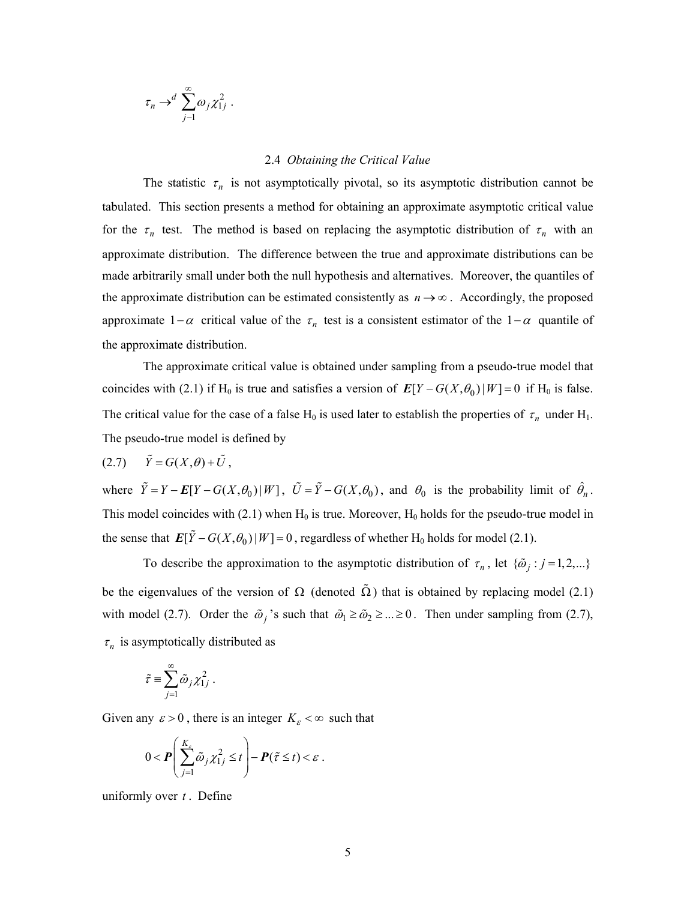$$\tau_n \to^d \sum_{j=1}^{\infty} \omega_j \chi_{1j}^2 .$$

### 2.4 *Obtaining the Critical Value*

The statistic $\tau_n$ is not asymptotically pivotal, so its asymptotic distribution cannot be tabulated. This section presents a method for obtaining an approximate asymptotic critical value for the $\tau_n$ test. The method is based on replacing the asymptotic distribution of $\tau_n$ with an approximate distribution. The difference between the true and approximate distributions can be made arbitrarily small under both the null hypothesis and alternatives. Moreover, the quantiles of the approximate distribution can be estimated consistently as $n \to \infty$. Accordingly, the proposed approximate $1-\alpha$ critical value of the $\tau_n$ test is a consistent estimator of the $1-\alpha$ quantile of the approximate distribution.

The approximate critical value is obtained under sampling from a pseudo-true model that coincides with (2.1) if H$_0$ is true and satisfies a version of $\boldsymbol{E}[Y - G(X,\theta_0) \mid W] = 0$ if H$_0$ is false. The critical value for the case of a false H$_0$ is used later to establish the properties of $\tau_n$ under H$_1$. The pseudo-true model is defined by

$$\text{(2.7)} \qquad \tilde{Y} = G(X,\theta) + \tilde{U} ,$$

where $\tilde{Y} = Y - \boldsymbol{E}[Y - G(X,\theta_0) \mid W]$, $\tilde{U} = \tilde{Y} - G(X,\theta_0)$, and $\theta_0$ is the probability limit of $\hat{\theta}_n$. This model coincides with (2.1) when H$_0$ is true. Moreover, H$_0$ holds for the pseudo-true model in the sense that $\boldsymbol{E}[\tilde{Y} - G(X,\theta_0) \mid W] = 0$, regardless of whether H$_0$ holds for model (2.1).

To describe the approximation to the asymptotic distribution of $\tau_n$, let $\{\tilde{\omega}_j : j = 1,2,...\}$ be the eigenvalues of the version of $\Omega$ (denoted $\tilde{\Omega}$) that is obtained by replacing model (2.1) with model (2.7). Order the $\tilde{\omega}_j$ 's such that $\tilde{\omega}_1 \geq \tilde{\omega}_2 \geq ... \geq 0$. Then under sampling from (2.7), $\tau_n$ is asymptotically distributed as

$$\tilde{\tau} \equiv \sum_{j=1}^{\infty} \tilde{\omega}_j \chi_{1j}^2 .$$

Given any $\varepsilon > 0$, there is an integer $K_\varepsilon < \infty$ such that

$$0 < \boldsymbol{P}\left( \sum_{j=1}^{K_\varepsilon} \tilde{\omega}_j \chi_{1j}^2 \leq t \right) - \boldsymbol{P}(\tilde{\tau} \leq t) < \varepsilon .$$

uniformly over $t$. Define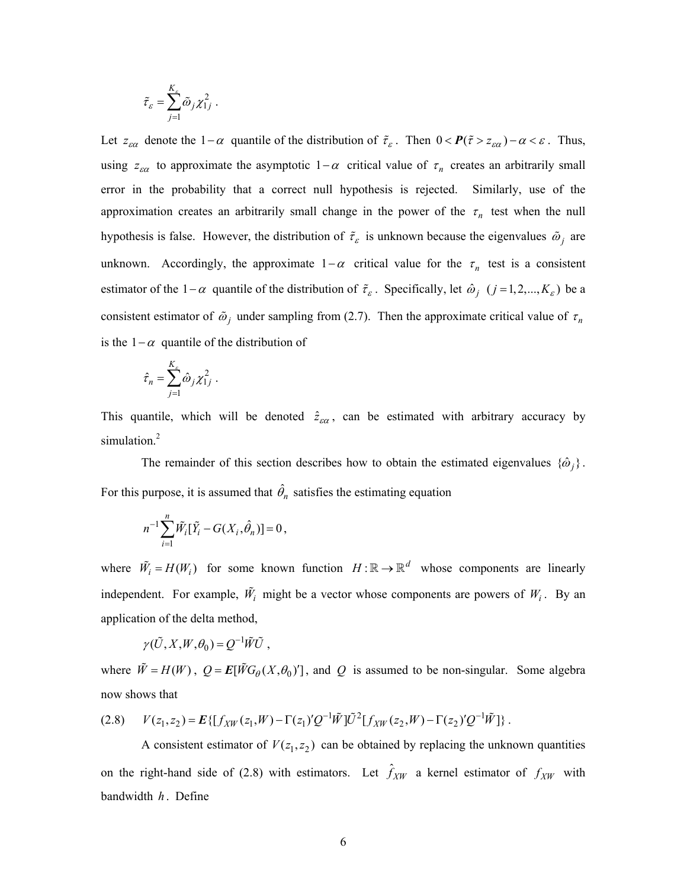$$\tilde{\tau}_\varepsilon = \sum_{j=1}^{K_\varepsilon} \tilde{\omega}_j \chi_{1j}^2 .$$

Let $z_{\varepsilon\alpha}$ denote the $1-\alpha$ quantile of the distribution of $\tilde{\tau}_\varepsilon$. Then $0 < \boldsymbol{P}(\tilde{\tau} > z_{\varepsilon\alpha}) - \alpha < \varepsilon$. Thus, using $z_{\varepsilon\alpha}$ to approximate the asymptotic $1-\alpha$ critical value of $\tau_n$ creates an arbitrarily small error in the probability that a correct null hypothesis is rejected. Similarly, use of the approximation creates an arbitrarily small change in the power of the $\tau_n$ test when the null hypothesis is false. However, the distribution of $\tilde{\tau}_\varepsilon$ is unknown because the eigenvalues $\tilde{\omega}_j$ are unknown. Accordingly, the approximate $1-\alpha$ critical value for the $\tau_n$ test is a consistent estimator of the $1-\alpha$ quantile of the distribution of $\tilde{\tau}_\varepsilon$. Specifically, let $\hat{\omega}_j$ $(j = 1, 2, ..., K_\varepsilon)$ be a consistent estimator of $\tilde{\omega}_j$ under sampling from (2.7). Then the approximate critical value of $\tau_n$ is the $1-\alpha$ quantile of the distribution of

$$\hat{\tau}_n = \sum_{j=1}^{K_\varepsilon} \hat{\omega}_j \chi_{1j}^2 .$$

This quantile, which will be denoted $\hat{z}_{\varepsilon\alpha}$, can be estimated with arbitrary accuracy by simulation.[2]

The remainder of this section describes how to obtain the estimated eigenvalues $\{\hat{\omega}_j\}$. For this purpose, it is assumed that $\hat{\theta}_n$ satisfies the estimating equation

$$n^{-1} \sum_{i=1}^{n} \tilde{W}_i [\tilde{Y}_i - G(X_i, \hat{\theta}_n)] = 0 ,$$

where $\tilde{W}_i = H(W_i)$ for some known function $H: \mathbb{R} \to \mathbb{R}^d$ whose components are linearly independent. For example, $\tilde{W}_i$ might be a vector whose components are powers of $W_i$. By an application of the delta method,

$$\gamma(\tilde{U}, X, W, \theta_0) = Q^{-1} \tilde{W} \tilde{U} ,$$

where $\tilde{W} = H(W)$, $Q = \boldsymbol{E}[\tilde{W} G_\theta(X, \theta_0)']$, and $Q$ is assumed to be non-singular. Some algebra now shows that

$$(2.8) \qquad V(z_1, z_2) = \boldsymbol{E}\{[f_{XW}(z_1, W) - \Gamma(z_1)' Q^{-1} \tilde{W}] \tilde{U}^2 [f_{XW}(z_2, W) - \Gamma(z_2)' Q^{-1} \tilde{W}]\} .$$

A consistent estimator of $V(z_1, z_2)$ can be obtained by replacing the unknown quantities on the right-hand side of (2.8) with estimators. Let $\hat{f}_{XW}$ a kernel estimator of $f_{XW}$ with bandwidth $h$. Define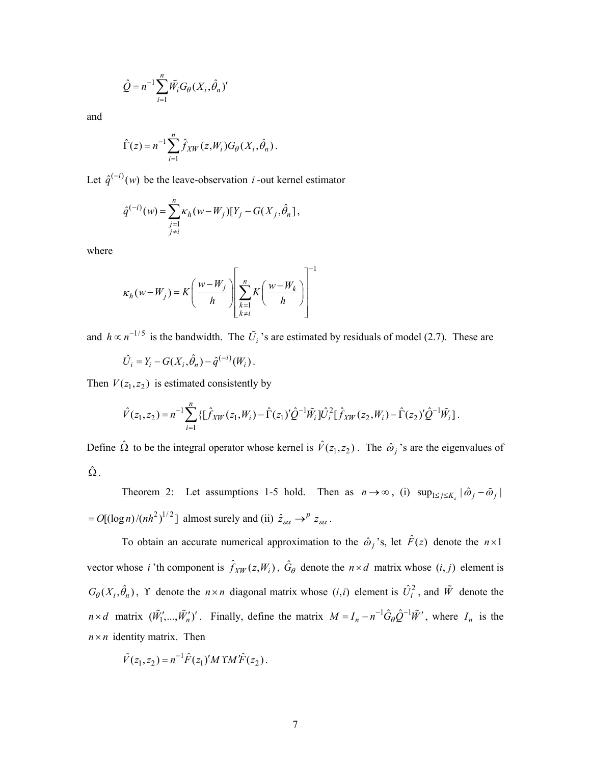$$\hat{Q} = n^{-1} \sum_{i=1}^{n} \tilde{W}_i G_\theta (X_i, \hat{\theta}_n)'$$

and

$$\hat{\Gamma}(z) = n^{-1} \sum_{i=1}^{n} \hat{f}_{XW} (z, W_i) G_\theta (X_i, \hat{\theta}_n) .$$

Let $\hat{q}^{(-i)}(w)$ be the leave-observation $i$-out kernel estimator

$$\hat{q}^{(-i)}(w) = \sum_{\substack{j=1 \\ j \neq i}}^{n} \kappa_h (w - W_j)[Y_j - G(X_j, \hat{\theta}_n] ,$$

where

$$\kappa_h (w - W_j) = K\left( \frac{w - W_j}{h} \right) \left[ \sum_{\substack{k=1 \\ k \neq i}}^{n} K\left( \frac{w - W_k}{h} \right) \right]^{-1}$$

and $h \propto n^{-1/5}$ is the bandwidth. The $\tilde{U}_i$'s are estimated by residuals of model (2.7). These are

$$\hat{U}_i = Y_i - G(X_i, \hat{\theta}_n) - \hat{q}^{(-i)}(W_i) .$$

Then $V(z_1, z_2)$ is estimated consistently by

$$\hat{V}(z_1, z_2) = n^{-1} \sum_{i=1}^{n} \{ [\hat{f}_{XW} (z_1, W_i) - \hat{\Gamma}(z_1)' \hat{Q}^{-1} \tilde{W}_i] \hat{U}_i^2 [\hat{f}_{XW} (z_2, W_i) - \hat{\Gamma}(z_2)' \hat{Q}^{-1} \tilde{W}_i] .$$

Define $\hat{\Omega}$ to be the integral operator whose kernel is $\hat{V}(z_1, z_2)$. The $\hat{\omega}_j$'s are the eigenvalues of $\hat{\Omega}$.

Theorem 2: Let assumptions 1-5 hold. Then as $n \to \infty$, (i) $\sup_{1 \leq j \leq K_\varepsilon} |\hat{\omega}_j - \tilde{\omega}_j| = O[(\log n)/(nh^2)^{1/2}]$ almost surely and (ii) $\hat{z}_{\varepsilon\alpha} \to^p z_{\varepsilon\alpha}$.

To obtain an accurate numerical approximation to the $\hat{\omega}_j$'s, let $\hat{F}(z)$ denote the $n \times 1$ vector whose $i$'th component is $\hat{f}_{XW}(z, W_i)$, $\hat{G}_\theta$ denote the $n \times d$ matrix whose $(i, j)$ element is $G_\theta(X_i, \hat{\theta}_n)$, $\Upsilon$ denote the $n \times n$ diagonal matrix whose $(i,i)$ element is $\hat{U}_i^2$, and $\tilde{W}$ denote the $n \times d$ matrix $(\tilde{W}_1', ..., \tilde{W}_n')'$. Finally, define the matrix $M = I_n - n^{-1} \hat{G}_\theta \hat{Q}^{-1} \tilde{W}'$, where $I_n$ is the $n \times n$ identity matrix. Then

$$\hat{V}(z_1, z_2) = n^{-1} \hat{F}(z_1)' M \Upsilon M' \hat{F}(z_2) .$$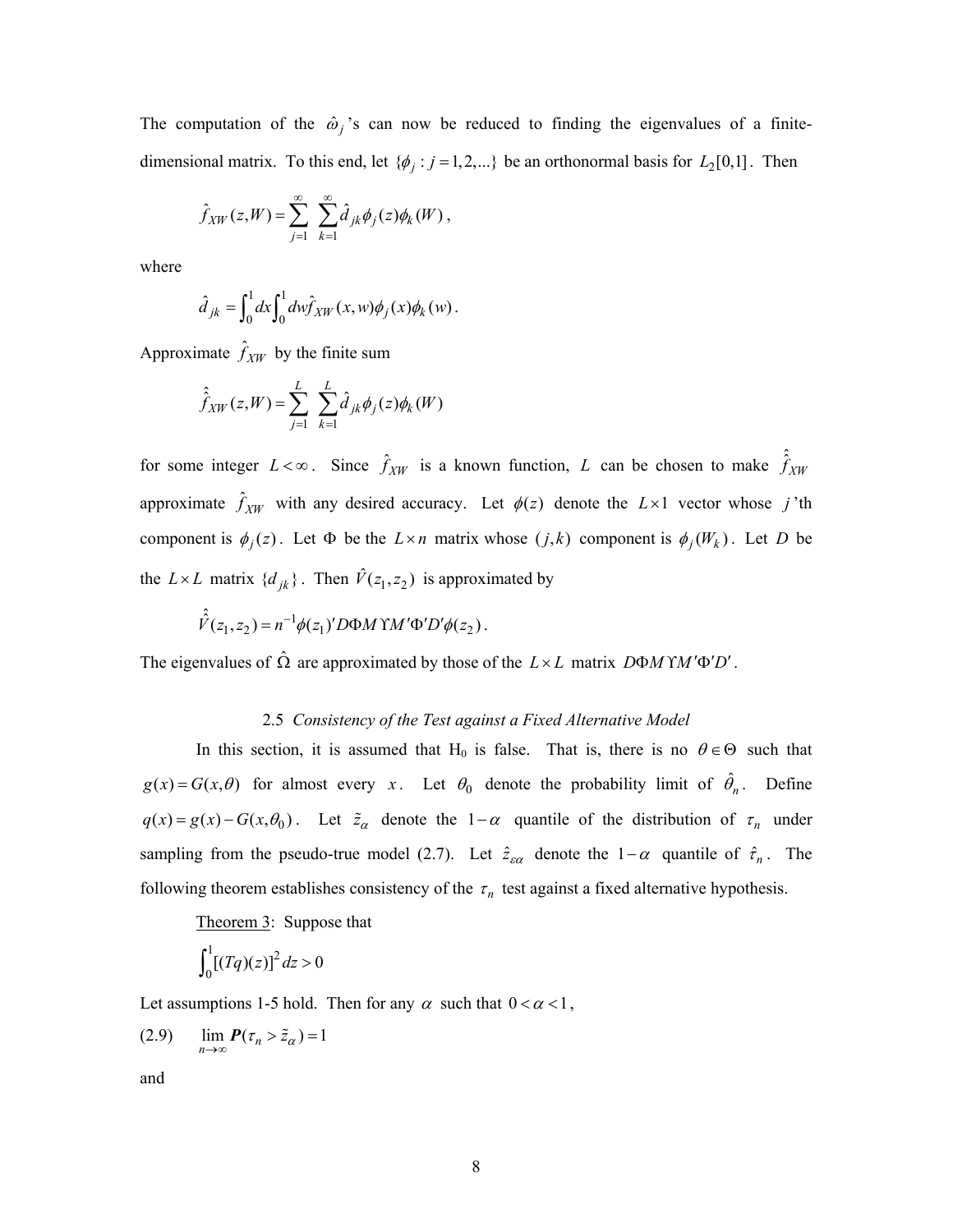The computation of the $\hat{\omega}_j$'s can now be reduced to finding the eigenvalues of a finite-dimensional matrix. To this end, let $\{\phi_j : j = 1, 2, ...\}$ be an orthonormal basis for $L_2[0,1]$. Then

$$\hat{f}_{XW}(z, W) = \sum_{j=1}^{\infty} \sum_{k=1}^{\infty} \hat{d}_{jk} \phi_j(z) \phi_k(W),$$

where

$$\hat{d}_{jk} = \int_0^1 dx \int_0^1 dw \hat{f}_{XW}(x, w) \phi_j(x) \phi_k(w).$$

Approximate $\hat{f}_{XW}$ by the finite sum

$$\hat{\hat{f}}_{XW}(z, W) = \sum_{j=1}^{L} \sum_{k=1}^{L} \hat{d}_{jk} \phi_j(z) \phi_k(W)$$

for some integer $L < \infty$. Since $\hat{f}_{XW}$ is a known function, $L$ can be chosen to make $\hat{\hat{f}}_{XW}$ approximate $\hat{f}_{XW}$ with any desired accuracy. Let $\phi(z)$ denote the $L \times 1$ vector whose $j$'th component is $\phi_j(z)$. Let $\Phi$ be the $L \times n$ matrix whose $(j,k)$ component is $\phi_j(W_k)$. Let $D$ be the $L \times L$ matrix $\{d_{jk}\}$. Then $\hat{V}(z_1, z_2)$ is approximated by

$$\hat{\hat{V}}(z_1, z_2) = n^{-1} \phi(z_1)' D \Phi M \Upsilon M' \Phi' D' \phi(z_2).$$

The eigenvalues of $\hat{\Omega}$ are approximated by those of the $L \times L$ matrix $D \Phi M \Upsilon M' \Phi' D'$.

### 2.5 *Consistency of the Test against a Fixed Alternative Model*

In this section, it is assumed that H$_0$ is false. That is, there is no $\theta \in \Theta$ such that $g(x) = G(x, \theta)$ for almost every $x$. Let $\theta_0$ denote the probability limit of $\hat{\theta}_n$. Define $q(x) = g(x) - G(x, \theta_0)$. Let $\tilde{z}_\alpha$ denote the $1-\alpha$ quantile of the distribution of $\tau_n$ under sampling from the pseudo-true model (2.7). Let $\hat{z}_{\varepsilon\alpha}$ denote the $1-\alpha$ quantile of $\hat{\tau}_n$. The following theorem establishes consistency of the $\tau_n$ test against a fixed alternative hypothesis.

<u>Theorem 3</u>: Suppose that

$$\int_0^1 [(Tq)(z)]^2 dz > 0$$

Let assumptions 1-5 hold. Then for any $\alpha$ such that $0 < \alpha < 1$,

$$\lim_{n \to \infty} \boldsymbol{P}(\tau_n > \tilde{z}_\alpha) = 1 \tag{2.9}$$

and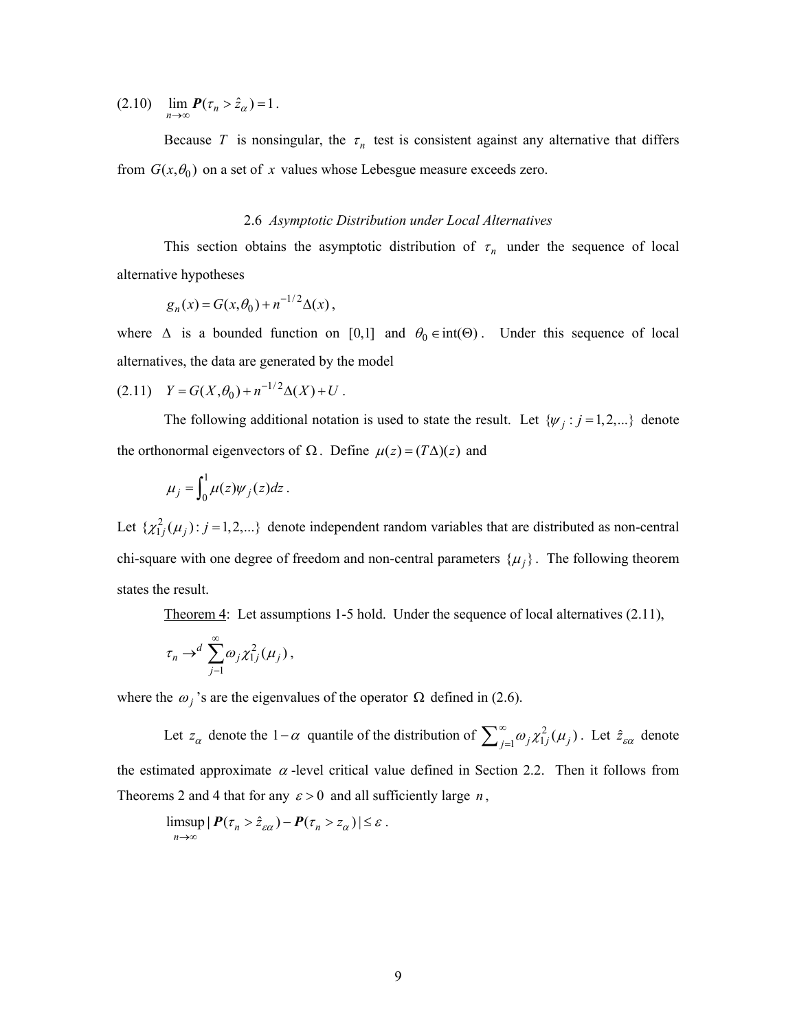(2.10) $\lim_{n\to\infty} \boldsymbol{P}(\tau_n > \hat{z}_\alpha) = 1$.

Because $T$ is nonsingular, the $\tau_n$ test is consistent against any alternative that differs from $G(x,\theta_0)$ on a set of $x$ values whose Lebesgue measure exceeds zero.

### 2.6 *Asymptotic Distribution under Local Alternatives*

This section obtains the asymptotic distribution of $\tau_n$ under the sequence of local alternative hypotheses

$$g_n(x) = G(x,\theta_0) + n^{-1/2}\Delta(x),$$

where $\Delta$ is a bounded function on [0,1] and $\theta_0 \in \text{int}(\Theta)$. Under this sequence of local alternatives, the data are generated by the model

(2.11) $Y = G(X,\theta_0) + n^{-1/2}\Delta(X) + U$.

The following additional notation is used to state the result. Let $\{\psi_j : j = 1,2,...\}$ denote the orthonormal eigenvectors of $\Omega$. Define $\mu(z) = (T\Delta)(z)$ and

$$\mu_j = \int_0^1 \mu(z)\psi_j(z)dz.$$

Let $\{\chi_{1j}^2(\mu_j) : j = 1,2,...\}$ denote independent random variables that are distributed as non-central chi-square with one degree of freedom and non-central parameters $\{\mu_j\}$. The following theorem states the result.

Theorem 4: Let assumptions 1-5 hold. Under the sequence of local alternatives (2.11),

$$\tau_n \to^d \sum_{j-1}^{\infty} \omega_j \chi_{1j}^2(\mu_j),$$

where the $\omega_j$'s are the eigenvalues of the operator $\Omega$ defined in (2.6).

Let $z_\alpha$ denote the $1-\alpha$ quantile of the distribution of $\sum_{j=1}^{\infty} \omega_j \chi_{1j}^2(\mu_j)$. Let $\hat{z}_{\varepsilon\alpha}$ denote the estimated approximate $\alpha$-level critical value defined in Section 2.2. Then it follows from Theorems 2 and 4 that for any $\varepsilon > 0$ and all sufficiently large $n$,

$$\limsup_{n\to\infty} |\boldsymbol{P}(\tau_n > \hat{z}_{\varepsilon\alpha}) - \boldsymbol{P}(\tau_n > z_\alpha)| \le \varepsilon.$$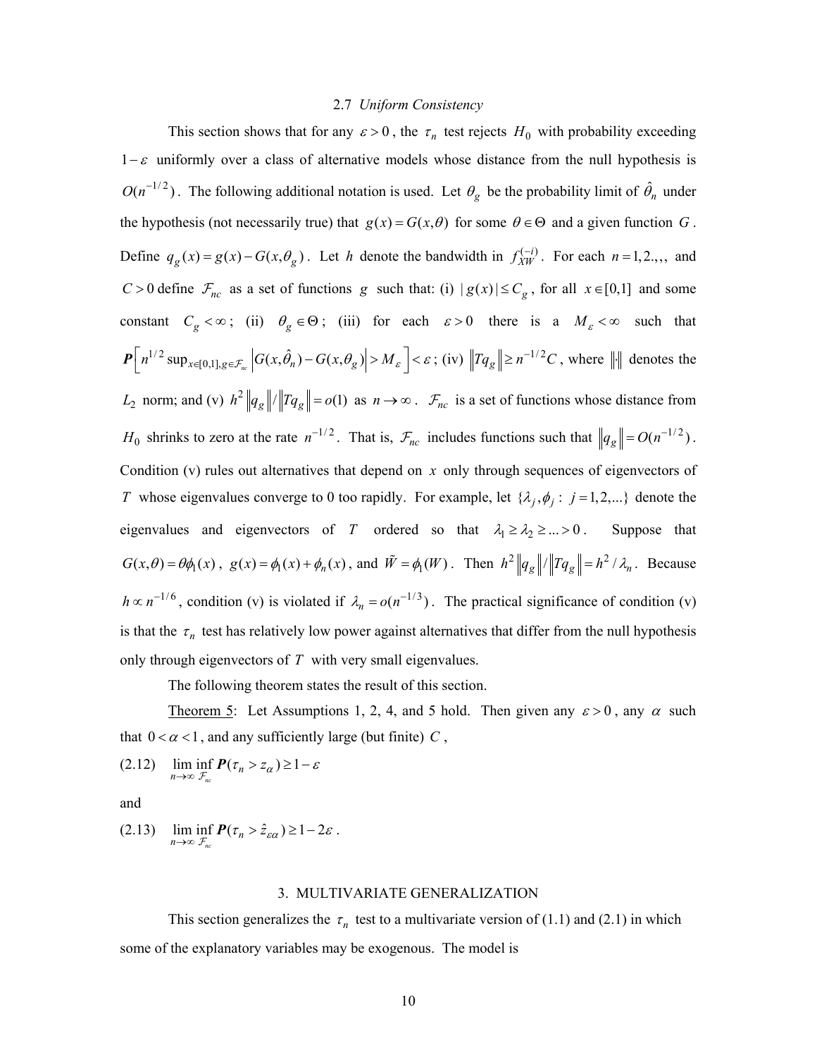### 2.7 *Uniform Consistency*

This section shows that for any $\varepsilon > 0$, the $\tau_n$ test rejects $H_0$ with probability exceeding $1-\varepsilon$ uniformly over a class of alternative models whose distance from the null hypothesis is $O(n^{-1/2})$. The following additional notation is used. Let $\theta_g$ be the probability limit of $\hat{\theta}_n$ under the hypothesis (not necessarily true) that $g(x) = G(x,\theta)$ for some $\theta \in \Theta$ and a given function $G$. Define $q_g(x) = g(x) - G(x,\theta_g)$. Let $h$ denote the bandwidth in $f_{XW}^{(-i)}$. For each $n = 1,2.,,,$ and $C > 0$ define $\mathcal{F}_{nc}$ as a set of functions $g$ such that: (i) $|g(x)| \le C_g$, for all $x \in [0,1]$ and some constant $C_g < \infty$; (ii) $\theta_g \in \Theta$; (iii) for each $\varepsilon > 0$ there is a $M_\varepsilon < \infty$ such that $\boldsymbol{P}\left[ n^{1/2} \sup_{x\in[0,1], g\in \mathcal{F}_{nc}} \left| G(x,\hat{\theta}_n) - G(x,\theta_g) \right| > M_\varepsilon \right] < \varepsilon$; (iv) $\|Tq_g\| \ge n^{-1/2} C$, where $\|\cdot\|$ denotes the $L_2$ norm; and (v) $h^2 \|q_g\| / \|Tq_g\| = o(1)$ as $n \to \infty$. $\mathcal{F}_{nc}$ is a set of functions whose distance from $H_0$ shrinks to zero at the rate $n^{-1/2}$. That is, $\mathcal{F}_{nc}$ includes functions such that $\|q_g\| = O(n^{-1/2})$. Condition (v) rules out alternatives that depend on $x$ only through sequences of eigenvectors of $T$ whose eigenvalues converge to 0 too rapidly. For example, let $\{\lambda_j, \phi_j : j = 1,2,...\}$ denote the eigenvalues and eigenvectors of $T$ ordered so that $\lambda_1 \ge \lambda_2 \ge ... > 0$. Suppose that $G(x,\theta) = \theta\phi_1(x)$, $g(x) = \phi_1(x) + \phi_n(x)$, and $\tilde{W} = \phi_1(W)$. Then $h^2 \|q_g\| / \|Tq_g\| = h^2 / \lambda_n$. Because $h \propto n^{-1/6}$, condition (v) is violated if $\lambda_n = o(n^{-1/3})$. The practical significance of condition (v) is that the $\tau_n$ test has relatively low power against alternatives that differ from the null hypothesis only through eigenvectors of $T$ with very small eigenvalues.

The following theorem states the result of this section.

Theorem 5: Let Assumptions 1, 2, 4, and 5 hold. Then given any $\varepsilon > 0$, any $\alpha$ such that $0 < \alpha < 1$, and any sufficiently large (but finite) $C$,

$$\liminf_{n\to\infty} \inf_{\mathcal{F}_{nc}} \boldsymbol{P}(\tau_n > z_\alpha) \ge 1 - \varepsilon \tag{2.12}$$

and

$$\liminf_{n\to\infty} \inf_{\mathcal{F}_{nc}} \boldsymbol{P}(\tau_n > \hat{z}_{\varepsilon\alpha}) \ge 1 - 2\varepsilon . \tag{2.13}$$

## 3. MULTIVARIATE GENERALIZATION

This section generalizes the $\tau_n$ test to a multivariate version of (1.1) and (2.1) in which some of the explanatory variables may be exogenous. The model is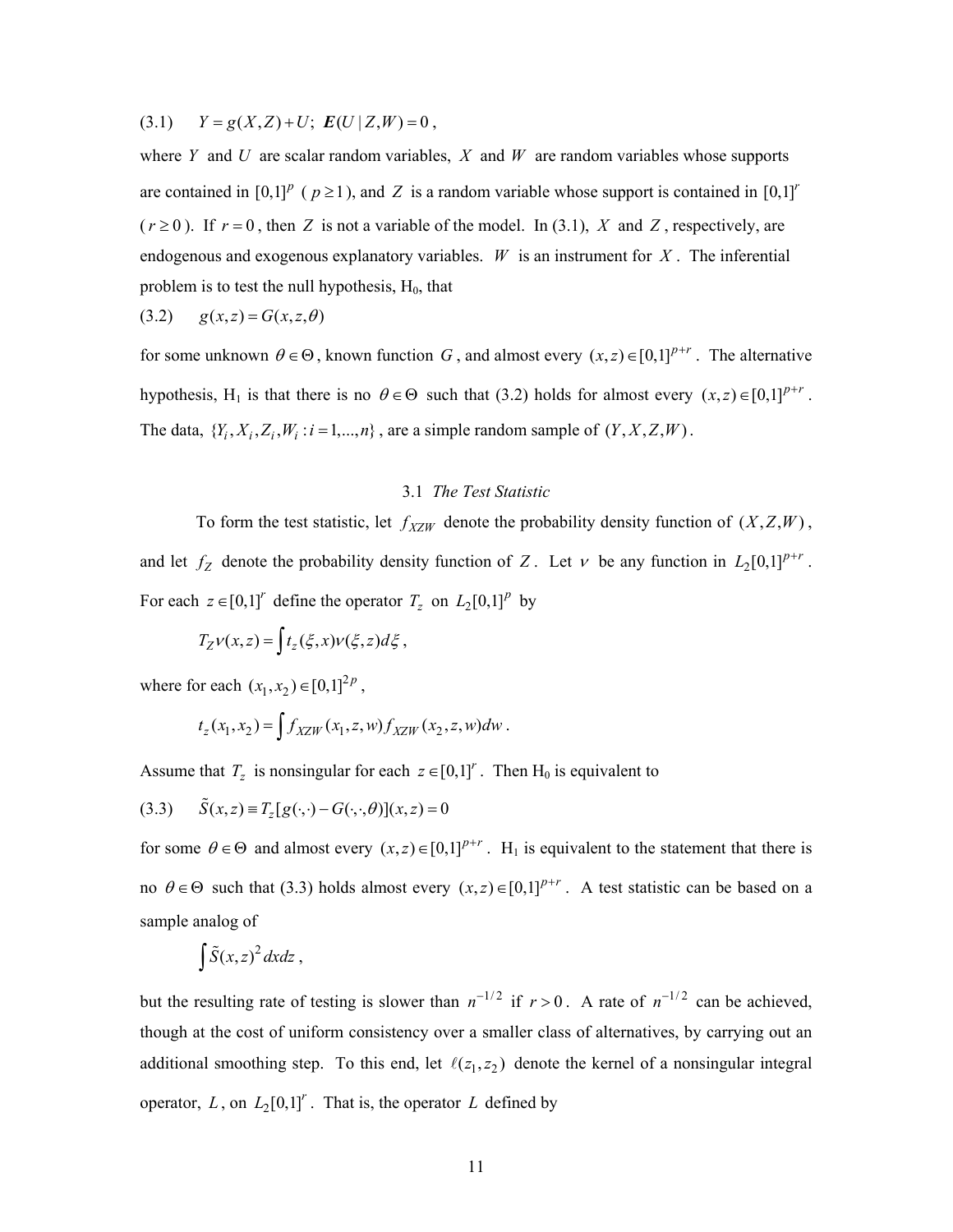(3.1) $\quad Y = g(X,Z) + U;\ \boldsymbol{E}(U \mid Z,W) = 0$ ,

where $Y$ and $U$ are scalar random variables, $X$ and $W$ are random variables whose supports are contained in $[0,1]^p$ ( $p \geq 1$), and $Z$ is a random variable whose support is contained in $[0,1]^r$ ( $r \geq 0$ ). If $r = 0$ , then $Z$ is not a variable of the model. In (3.1), $X$ and $Z$ , respectively, are endogenous and exogenous explanatory variables. $W$ is an instrument for $X$ . The inferential problem is to test the null hypothesis, H0, that

(3.2) $\quad g(x,z) = G(x,z,\theta)$

for some unknown $\theta \in \Theta$ , known function $G$ , and almost every $(x,z) \in [0,1]^{p+r}$ . The alternative hypothesis, H1 is that there is no $\theta \in \Theta$ such that (3.2) holds for almost every $(x,z) \in [0,1]^{p+r}$ . The data, $\{Y_i, X_i, Z_i, W_i : i = 1,...,n\}$ , are a simple random sample of $(Y, X, Z, W)$ .

## 3.1 *The Test Statistic*

To form the test statistic, let $f_{XZW}$ denote the probability density function of $(X, Z, W)$ , and let $f_Z$ denote the probability density function of $Z$ . Let $\nu$ be any function in $L_2[0,1]^{p+r}$ . For each $z \in [0,1]^r$ define the operator $T_z$ on $L_2[0,1]^p$ by

$$T_Z \nu(x,z) = \int t_z(\xi, x)\nu(\xi, z) d\xi ,$$

where for each $(x_1, x_2) \in [0,1]^{2p}$ ,

$$t_z(x_1, x_2) = \int f_{XZW}(x_1, z, w) f_{XZW}(x_2, z, w) dw .$$

Assume that $T_z$ is nonsingular for each $z \in [0,1]^r$ . Then H0 is equivalent to

(3.3) $\quad \tilde{S}(x,z) \equiv T_z[g(\cdot,\cdot) - G(\cdot,\cdot,\theta)](x,z) = 0$

for some $\theta \in \Theta$ and almost every $(x,z) \in [0,1]^{p+r}$ . H1 is equivalent to the statement that there is no $\theta \in \Theta$ such that (3.3) holds almost every $(x,z) \in [0,1]^{p+r}$ . A test statistic can be based on a sample analog of

$$\int \tilde{S}(x,z)^2 dx dz ,$$

but the resulting rate of testing is slower than $n^{-1/2}$ if $r > 0$ . A rate of $n^{-1/2}$ can be achieved, though at the cost of uniform consistency over a smaller class of alternatives, by carrying out an additional smoothing step. To this end, let $\ell(z_1, z_2)$ denote the kernel of a nonsingular integral operator, $L$ , on $L_2[0,1]^r$ . That is, the operator $L$ defined by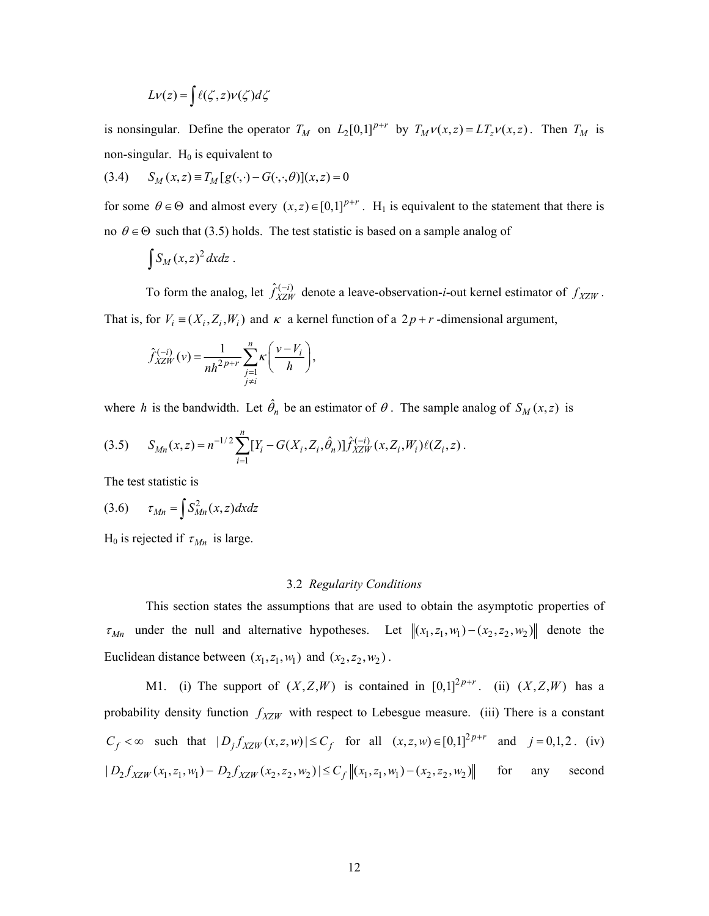$$L\nu(z) = \int \ell(\zeta, z)\nu(\zeta)d\zeta$$

is nonsingular. Define the operator $T_M$ on $L_2[0,1]^{p+r}$ by $T_M\nu(x,z) = LT_z\nu(x,z)$. Then $T_M$ is non-singular. $H_0$ is equivalent to

$$S_M(x,z) \equiv T_M[g(\cdot,\cdot) - G(\cdot,\cdot,\theta)](x,z) = 0 \tag{3.4}$$

for some $\theta \in \Theta$ and almost every $(x,z) \in [0,1]^{p+r}$. $H_1$ is equivalent to the statement that there is no $\theta \in \Theta$ such that (3.5) holds. The test statistic is based on a sample analog of

$$\int S_M(x,z)^2 dxdz \,.$$

To form the analog, let $\hat{f}_{XZW}^{(-i)}$ denote a leave-observation-$i$-out kernel estimator of $f_{XZW}$. That is, for $V_i \equiv (X_i, Z_i, W_i)$ and $\kappa$ a kernel function of a $2p+r$-dimensional argument,

$$\hat{f}_{XZW}^{(-i)}(v) = \frac{1}{nh^{2p+r}} \sum_{\substack{j=1 \\ j \neq i}}^{n} \kappa\left(\frac{v - V_i}{h}\right),$$

where $h$ is the bandwidth. Let $\hat{\theta}_n$ be an estimator of $\theta$. The sample analog of $S_M(x,z)$ is

$$S_{Mn}(x,z) = n^{-1/2} \sum_{i=1}^{n} [Y_i - G(X_i, Z_i, \hat{\theta}_n)] \hat{f}_{XZW}^{(-i)}(x, Z_i, W_i) \ell(Z_i, z) \,. \tag{3.5}$$

The test statistic is

$$\tau_{Mn} = \int S_{Mn}^2(x,z) dxdz \tag{3.6}$$

$H_0$ is rejected if $\tau_{Mn}$ is large.

### 3.2 *Regularity Conditions*

This section states the assumptions that are used to obtain the asymptotic properties of $\tau_{Mn}$ under the null and alternative hypotheses. Let $\|(x_1, z_1, w_1) - (x_2, z_2, w_2)\|$ denote the Euclidean distance between $(x_1, z_1, w_1)$ and $(x_2, z_2, w_2)$.

M1. (i) The support of $(X, Z, W)$ is contained in $[0,1]^{2p+r}$. (ii) $(X, Z, W)$ has a probability density function $f_{XZW}$ with respect to Lebesgue measure. (iii) There is a constant $C_f < \infty$ such that $|D_j f_{XZW}(x,z,w)| \leq C_f$ for all $(x,z,w) \in [0,1]^{2p+r}$ and $j = 0,1,2$. (iv) $|D_2 f_{XZW}(x_1, z_1, w_1) - D_2 f_{XZW}(x_2, z_2, w_2)| \leq C_f \|(x_1, z_1, w_1) - (x_2, z_2, w_2)\|$ for any second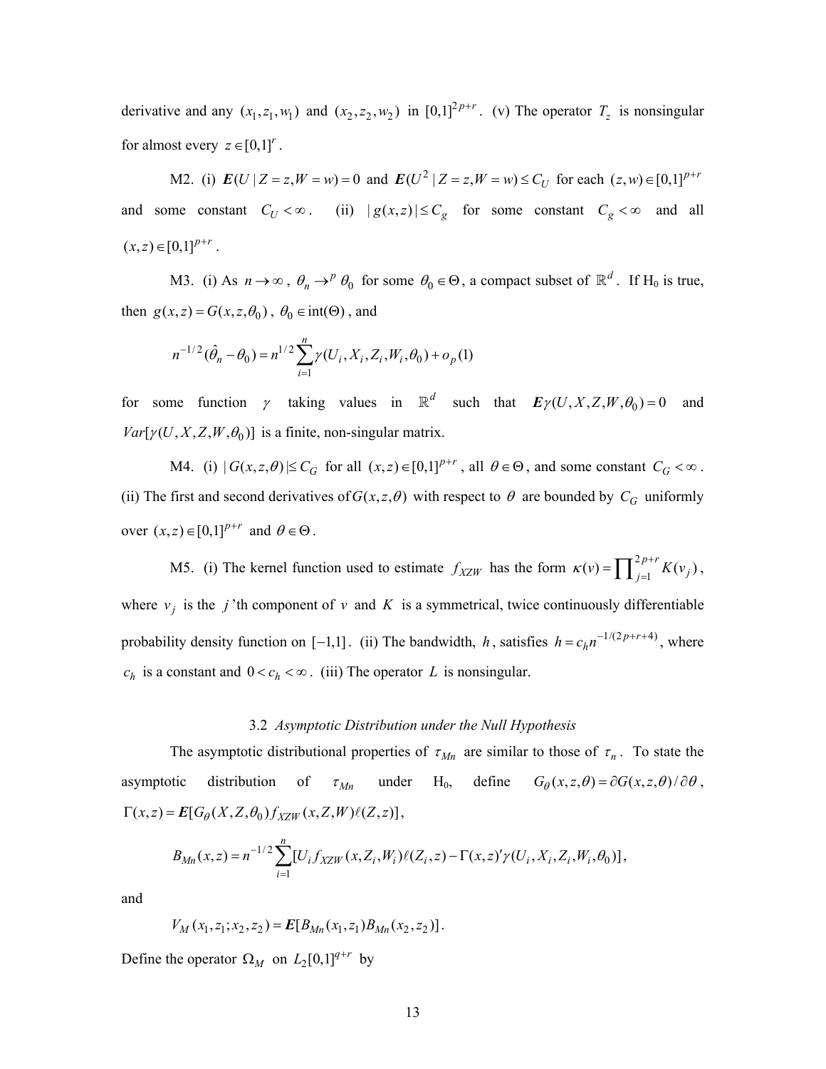derivative and any $(x_1, z_1, w_1)$ and $(x_2, z_2, w_2)$ in $[0,1]^{2p+r}$. (v) The operator $T_z$ is nonsingular for almost every $z \in [0,1]^r$.

M2. (i) $\boldsymbol{E}(U \mid Z = z, W = w) = 0$ and $\boldsymbol{E}(U^2 \mid Z = z, W = w) \leq C_U$ for each $(z, w) \in [0,1]^{p+r}$ and some constant $C_U < \infty$. (ii) $|g(x,z)| \leq C_g$ for some constant $C_g < \infty$ and all $(x,z) \in [0,1]^{p+r}$.

M3. (i) As $n \to \infty$, $\theta_n \to^p \theta_0$ for some $\theta_0 \in \Theta$, a compact subset of $\mathbb{R}^d$. If H$_0$ is true, then $g(x,z) = G(x,z,\theta_0)$, $\theta_0 \in \text{int}(\Theta)$, and

$$n^{-1/2}(\hat{\theta}_n - \theta_0) = n^{1/2} \sum_{i=1}^{n} \gamma(U_i, X_i, Z_i, W_i, \theta_0) + o_p(1)$$

for some function $\gamma$ taking values in $\mathbb{R}^d$ such that $\boldsymbol{E}\gamma(U, X, Z, W, \theta_0) = 0$ and $Var[\gamma(U, X, Z, W, \theta_0)]$ is a finite, non-singular matrix.

M4. (i) $|G(x,z,\theta)| \leq C_G$ for all $(x,z) \in [0,1]^{p+r}$, all $\theta \in \Theta$, and some constant $C_G < \infty$. (ii) The first and second derivatives of $G(x,z,\theta)$ with respect to $\theta$ are bounded by $C_G$ uniformly over $(x,z) \in [0,1]^{p+r}$ and $\theta \in \Theta$.

M5. (i) The kernel function used to estimate $f_{XZW}$ has the form $\kappa(v) = \prod_{j=1}^{2p+r} K(v_j)$, where $v_j$ is the $j$'th component of $v$ and $K$ is a symmetrical, twice continuously differentiable probability density function on $[-1,1]$. (ii) The bandwidth, $h$, satisfies $h = c_h n^{-1/(2p+r+4)}$, where $c_h$ is a constant and $0 < c_h < \infty$. (iii) The operator $L$ is nonsingular.

### 3.2 *Asymptotic Distribution under the Null Hypothesis*

The asymptotic distributional properties of $\tau_{Mn}$ are similar to those of $\tau_n$. To state the asymptotic distribution of $\tau_{Mn}$ under H$_0$, define $G_\theta(x,z,\theta) = \partial G(x,z,\theta)/\partial\theta$, $\Gamma(x,z) = \boldsymbol{E}[G_\theta(X,Z,\theta_0) f_{XZW}(x,Z,W)\ell(Z,z)]$,

$$B_{Mn}(x,z) = n^{-1/2} \sum_{i=1}^{n} [U_i f_{XZW}(x, Z_i, W_i)\ell(Z_i, z) - \Gamma(x,z)'\gamma(U_i, X_i, Z_i, W_i, \theta_0)],$$

and

$$V_M(x_1, z_1; x_2, z_2) = \boldsymbol{E}[B_{Mn}(x_1, z_1) B_{Mn}(x_2, z_2)].$$

Define the operator $\Omega_M$ on $L_2[0,1]^{q+r}$ by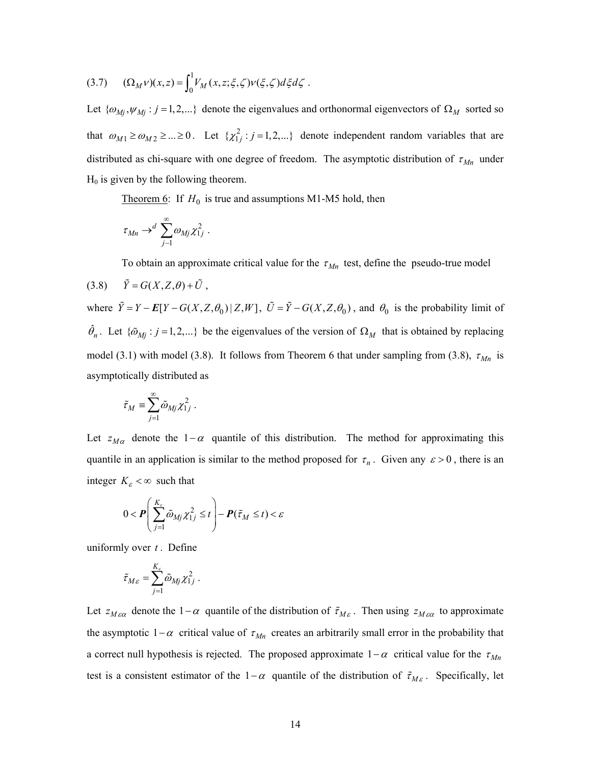(3.7) $\quad (\Omega_M \nu)(x,z) = \int_0^1 V_M(x,z;\xi,\zeta)\nu(\xi,\zeta)d\xi d\zeta$ .

Let $\{\omega_{Mj},\psi_{Mj} : j = 1,2,...\}$ denote the eigenvalues and orthonormal eigenvectors of $\Omega_M$ sorted so that $\omega_{M1} \geq \omega_{M2} \geq ... \geq 0$. Let $\{\chi_{1j}^2 : j = 1,2,...\}$ denote independent random variables that are distributed as chi-square with one degree of freedom. The asymptotic distribution of $\tau_{Mn}$ under H$_0$ is given by the following theorem.

Theorem 6: If $H_0$ is true and assumptions M1-M5 hold, then

$$\tau_{Mn} \to^d \sum_{j=1}^{\infty} \omega_{Mj} \chi_{1j}^2 .$$

To obtain an approximate critical value for the $\tau_{Mn}$ test, define the pseudo-true model

(3.8) $\quad \tilde{Y} = G(X,Z,\theta) + \tilde{U}$ ,

where $\tilde{Y} = Y - \boldsymbol{E}[Y - G(X,Z,\theta_0) \mid Z,W]$, $\tilde{U} = \tilde{Y} - G(X,Z,\theta_0)$, and $\theta_0$ is the probability limit of $\hat{\theta}_n$. Let $\{\tilde{\omega}_{Mj} : j = 1,2,...\}$ be the eigenvalues of the version of $\Omega_M$ that is obtained by replacing model (3.1) with model (3.8). It follows from Theorem 6 that under sampling from (3.8), $\tau_{Mn}$ is asymptotically distributed as

$$\tilde{\tau}_M \equiv \sum_{j=1}^{\infty} \tilde{\omega}_{Mj} \chi_{1j}^2 .$$

Let $z_{M\alpha}$ denote the $1-\alpha$ quantile of this distribution. The method for approximating this quantile in an application is similar to the method proposed for $\tau_n$. Given any $\varepsilon > 0$, there is an integer $K_\varepsilon < \infty$ such that

$$0 < \boldsymbol{P}\left( \sum_{j=1}^{K_\varepsilon} \tilde{\omega}_{Mj} \chi_{1j}^2 \leq t \right) - \boldsymbol{P}(\tilde{\tau}_M \leq t) < \varepsilon$$

uniformly over $t$. Define

$$\tilde{\tau}_{M\varepsilon} = \sum_{j=1}^{K_\varepsilon} \tilde{\omega}_{Mj} \chi_{1j}^2 .$$

Let $z_{M\varepsilon\alpha}$ denote the $1-\alpha$ quantile of the distribution of $\tilde{\tau}_{M\varepsilon}$. Then using $z_{M\varepsilon\alpha}$ to approximate the asymptotic $1-\alpha$ critical value of $\tau_{Mn}$ creates an arbitrarily small error in the probability that a correct null hypothesis is rejected. The proposed approximate $1-\alpha$ critical value for the $\tau_{Mn}$ test is a consistent estimator of the $1-\alpha$ quantile of the distribution of $\tilde{\tau}_{M\varepsilon}$. Specifically, let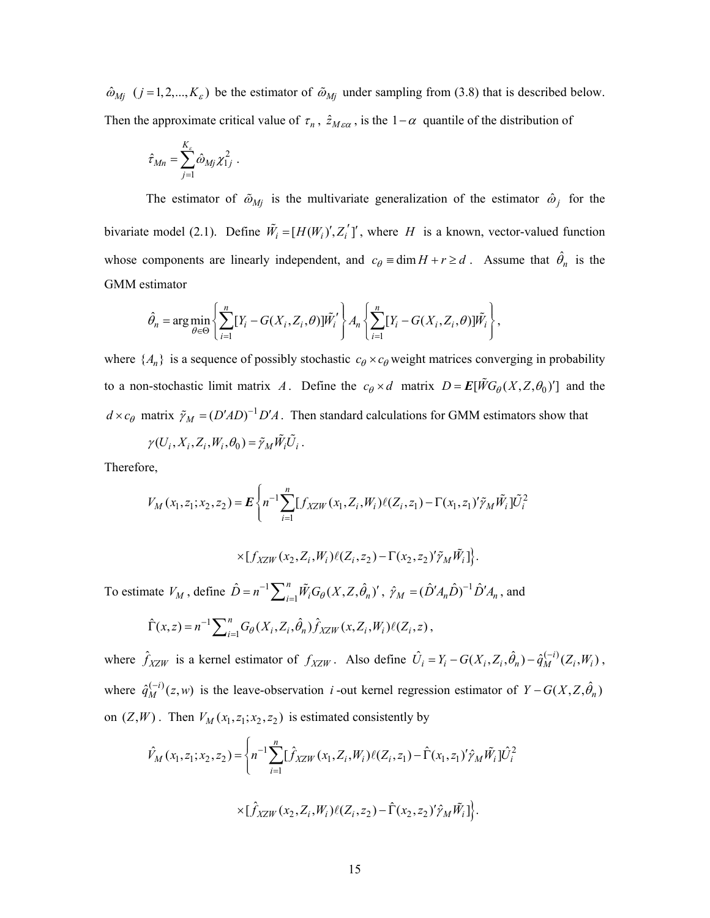$\hat{\omega}_{Mj}$ $(j = 1, 2, ..., K_\varepsilon)$ be the estimator of $\tilde{\omega}_{Mj}$ under sampling from (3.8) that is described below. Then the approximate critical value of $\tau_n$, $\hat{z}_{M\varepsilon\alpha}$, is the $1-\alpha$ quantile of the distribution of

$$\hat{\tau}_{Mn} = \sum_{j=1}^{K_\varepsilon} \hat{\omega}_{Mj} \chi^2_{1j} .$$

The estimator of $\tilde{\omega}_{Mj}$ is the multivariate generalization of the estimator $\hat{\omega}_j$ for the bivariate model (2.1). Define $\tilde{W}_i = [H(W_i)', Z_i']'$, where $H$ is a known, vector-valued function whose components are linearly independent, and $c_\theta \equiv \dim H + r \geq d$. Assume that $\hat{\theta}_n$ is the GMM estimator

$$\hat{\theta}_n = \arg\min_{\theta \in \Theta} \left\{ \sum_{i=1}^n [Y_i - G(X_i, Z_i, \theta)] \tilde{W}_i' \right\} A_n \left\{ \sum_{i=1}^n [Y_i - G(X_i, Z_i, \theta)] \tilde{W}_i \right\},$$

where $\{A_n\}$ is a sequence of possibly stochastic $c_\theta \times c_\theta$ weight matrices converging in probability to a non-stochastic limit matrix $A$. Define the $c_\theta \times d$ matrix $D = \boldsymbol{E}[\tilde{W} G_\theta(X, Z, \theta_0)']$ and the $d \times c_\theta$ matrix $\tilde{\gamma}_M = (D'AD)^{-1} D'A$. Then standard calculations for GMM estimators show that

$$\gamma(U_i, X_i, Z_i, W_i, \theta_0) = \tilde{\gamma}_M \tilde{W}_i \tilde{U}_i .$$

Therefore,

$$V_M(x_1, z_1; x_2, z_2) = \boldsymbol{E}\left\{ n^{-1} \sum_{i=1}^n [f_{XZW}(x_1, Z_i, W_i) \ell(Z_i, z_1) - \Gamma(x_1, z_1)' \tilde{\gamma}_M \tilde{W}_i] \tilde{U}_i^2 \right.$$

$$\left. \times [f_{XZW}(x_2, Z_i, W_i) \ell(Z_i, z_2) - \Gamma(x_2, z_2)' \tilde{\gamma}_M \tilde{W}_i] \right\}.$$

To estimate $V_M$, define $\hat{D} = n^{-1} \sum_{i=1}^n \tilde{W}_i G_\theta(X, Z, \hat{\theta}_n)'$, $\hat{\gamma}_M = (\hat{D}' A_n \hat{D})^{-1} \hat{D}' A_n$, and

$$\hat{\Gamma}(x, z) = n^{-1} \sum_{i=1}^n G_\theta(X_i, Z_i, \hat{\theta}_n) \hat{f}_{XZW}(x, Z_i, W_i) \ell(Z_i, z),$$

where $\hat{f}_{XZW}$ is a kernel estimator of $f_{XZW}$. Also define $\hat{U}_i = Y_i - G(X_i, Z_i, \hat{\theta}_n) - \hat{q}_M^{(-i)}(Z_i, W_i)$, where $\hat{q}_M^{(-i)}(z, w)$ is the leave-observation $i$-out kernel regression estimator of $Y - G(X, Z, \hat{\theta}_n)$ on $(Z, W)$. Then $V_M(x_1, z_1; x_2, z_2)$ is estimated consistently by

$$\hat{V}_M(x_1, z_1; x_2, z_2) = \left\{ n^{-1} \sum_{i=1}^n [\hat{f}_{XZW}(x_1, Z_i, W_i) \ell(Z_i, z_1) - \hat{\Gamma}(x_1, z_1)' \hat{\gamma}_M \tilde{W}_i] \hat{U}_i^2 \right.$$

$$\left. \times [\hat{f}_{XZW}(x_2, Z_i, W_i) \ell(Z_i, z_2) - \hat{\Gamma}(x_2, z_2)' \hat{\gamma}_M \tilde{W}_i] \right\}.$$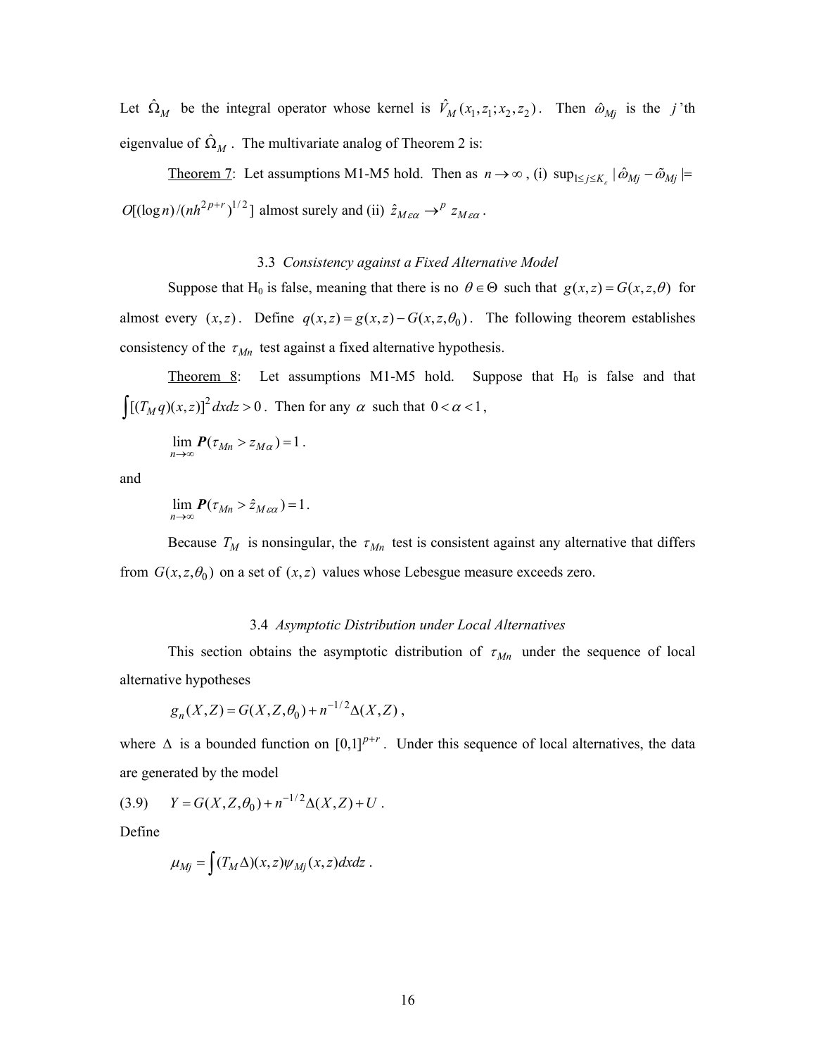Let $\hat{\Omega}_M$ be the integral operator whose kernel is $\hat{V}_M(x_1, z_1; x_2, z_2)$. Then $\hat{\omega}_{Mj}$ is the $j$'th eigenvalue of $\hat{\Omega}_M$. The multivariate analog of Theorem 2 is:

<u>Theorem 7</u>: Let assumptions M1-M5 hold. Then as $n \to \infty$, (i) $\sup_{1 \le j \le K_\varepsilon} |\hat{\omega}_{Mj} - \tilde{\omega}_{Mj}| = O[(\log n)/(nh^{2p+r})^{1/2}]$ almost surely and (ii) $\hat{z}_{M\varepsilon\alpha} \to^p z_{M\varepsilon\alpha}$.

### 3.3 *Consistency against a Fixed Alternative Model*

Suppose that H$_0$ is false, meaning that there is no $\theta \in \Theta$ such that $g(x,z) = G(x,z,\theta)$ for almost every $(x,z)$. Define $q(x,z) = g(x,z) - G(x,z,\theta_0)$. The following theorem establishes consistency of the $\tau_{Mn}$ test against a fixed alternative hypothesis.

<u>Theorem 8</u>: Let assumptions M1-M5 hold. Suppose that H$_0$ is false and that $\int [(T_M q)(x,z)]^2 dxdz > 0$. Then for any $\alpha$ such that $0 < \alpha < 1$,

$$\lim_{n \to \infty} \boldsymbol{P}(\tau_{Mn} > z_{M\alpha}) = 1 .$$

and

$$\lim_{n \to \infty} \boldsymbol{P}(\tau_{Mn} > \hat{z}_{M\varepsilon\alpha}) = 1 .$$

Because $T_M$ is nonsingular, the $\tau_{Mn}$ test is consistent against any alternative that differs from $G(x,z,\theta_0)$ on a set of $(x,z)$ values whose Lebesgue measure exceeds zero.

### 3.4 *Asymptotic Distribution under Local Alternatives*

This section obtains the asymptotic distribution of $\tau_{Mn}$ under the sequence of local alternative hypotheses

$$g_n(X,Z) = G(X,Z,\theta_0) + n^{-1/2}\Delta(X,Z) ,$$

where $\Delta$ is a bounded function on $[0,1]^{p+r}$. Under this sequence of local alternatives, the data are generated by the model

$$Y = G(X,Z,\theta_0) + n^{-1/2}\Delta(X,Z) + U . \tag{3.9}$$

Define

$$\mu_{Mj} = \int (T_M \Delta)(x,z)\psi_{Mj}(x,z) dxdz .$$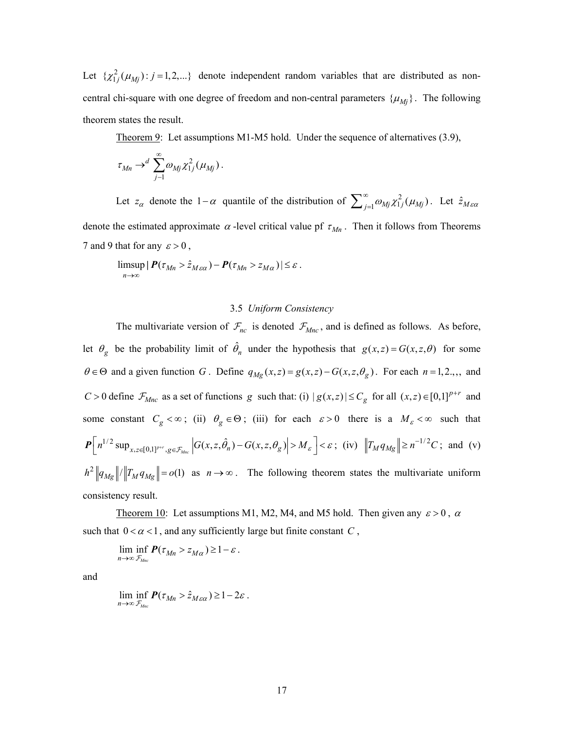Let $\{\chi^2_{1j}(\mu_{Mj}) : j = 1, 2, ...\}$ denote independent random variables that are distributed as non-central chi-square with one degree of freedom and non-central parameters $\{\mu_{Mj}\}$. The following theorem states the result.

Theorem 9: Let assumptions M1-M5 hold. Under the sequence of alternatives (3.9),

$$\tau_{Mn} \to^d \sum_{j-1}^{\infty} \omega_{Mj} \chi^2_{1j}(\mu_{Mj}) .$$

Let $z_\alpha$ denote the $1-\alpha$ quantile of the distribution of $\sum_{j=1}^{\infty} \omega_{Mj} \chi^2_{1j}(\mu_{Mj})$. Let $\hat{z}_{M\varepsilon\alpha}$ denote the estimated approximate $\alpha$-level critical value pf $\tau_{Mn}$. Then it follows from Theorems 7 and 9 that for any $\varepsilon > 0$,

$$\limsup_{n\to\infty} | \boldsymbol{P}(\tau_{Mn} > \hat{z}_{M\varepsilon\alpha}) - \boldsymbol{P}(\tau_{Mn} > z_{M\alpha}) | \leq \varepsilon .$$

### 3.5 *Uniform Consistency*

The multivariate version of $\mathcal{F}_{nc}$ is denoted $\mathcal{F}_{Mnc}$, and is defined as follows. As before, let $\theta_g$ be the probability limit of $\hat{\theta}_n$ under the hypothesis that $g(x,z) = G(x,z,\theta)$ for some $\theta \in \Theta$ and a given function $G$. Define $q_{Mg}(x,z) = g(x,z) - G(x,z,\theta_g)$. For each $n = 1,2.,,,$ and $C > 0$ define $\mathcal{F}_{Mnc}$ as a set of functions $g$ such that: (i) $|g(x,z)| \leq C_g$ for all $(x,z) \in [0,1]^{p+r}$ and some constant $C_g < \infty$; (ii) $\theta_g \in \Theta$; (iii) for each $\varepsilon > 0$ there is a $M_\varepsilon < \infty$ such that $\boldsymbol{P}\left[ n^{1/2} \sup_{x,z\in[0,1]^{p+r}, g\in\mathcal{F}_{Mnc}} \left| G(x,z,\hat{\theta}_n) - G(x,z,\theta_g) \right| > M_\varepsilon \right] < \varepsilon$; (iv) $\left\| T_M q_{Mg} \right\| \geq n^{-1/2} C$; and (v) $h^2 \left\| q_{Mg} \right\| / \left\| T_M q_{Mg} \right\| = o(1)$ as $n \to \infty$. The following theorem states the multivariate uniform consistency result.

Theorem 10: Let assumptions M1, M2, M4, and M5 hold. Then given any $\varepsilon > 0$, $\alpha$ such that $0 < \alpha < 1$, and any sufficiently large but finite constant $C$,

$$\lim_{n\to\infty} \inf_{\mathcal{F}_{Mnc}} \boldsymbol{P}(\tau_{Mn} > z_{M\alpha}) \geq 1 - \varepsilon .$$

and

$$\lim_{n\to\infty} \inf_{\mathcal{F}_{Mnc}} \boldsymbol{P}(\tau_{Mn} > \hat{z}_{M\varepsilon\alpha}) \geq 1 - 2\varepsilon .$$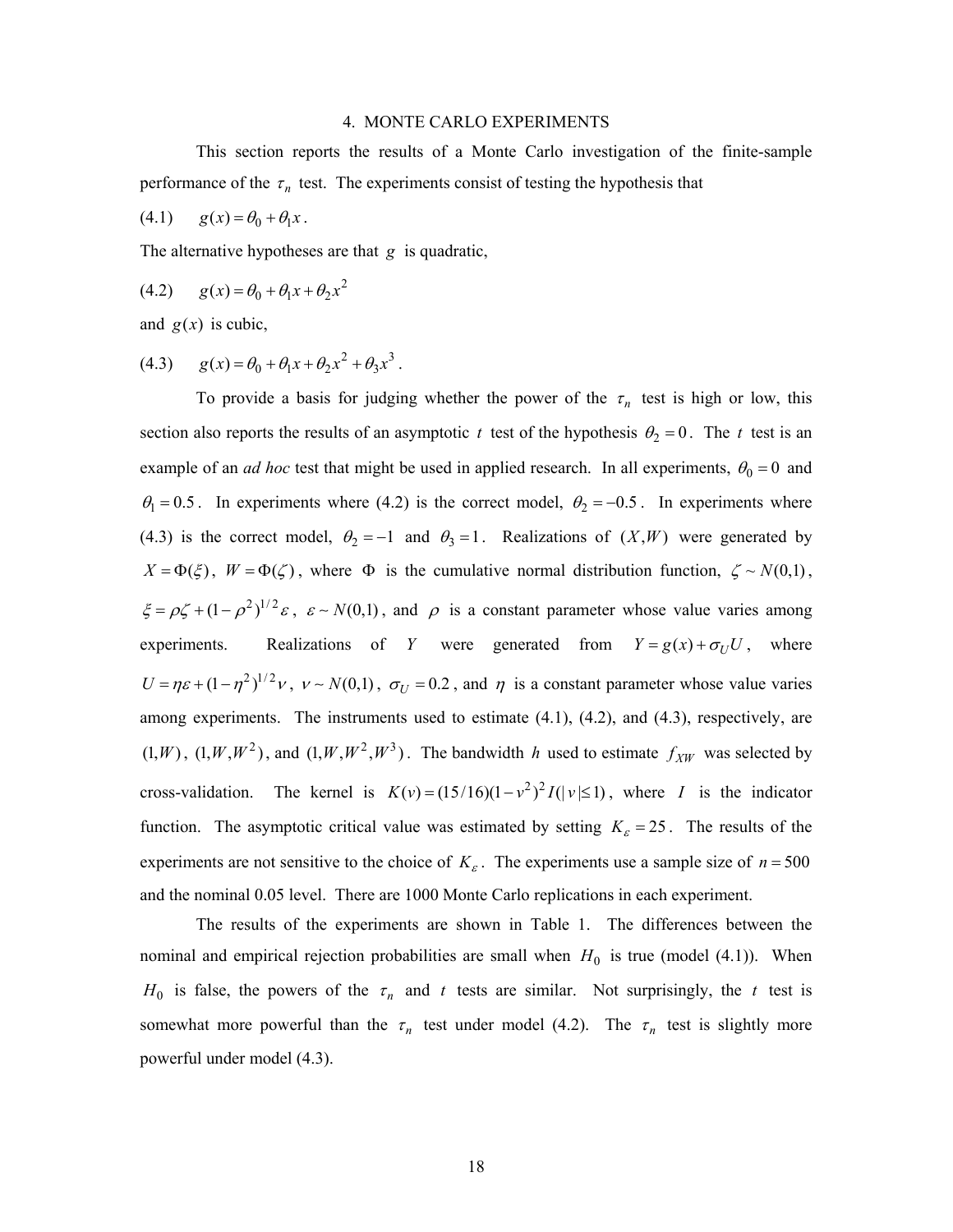## 4. MONTE CARLO EXPERIMENTS

This section reports the results of a Monte Carlo investigation of the finite-sample performance of the $\tau_n$ test. The experiments consist of testing the hypothesis that

(4.1) $\quad g(x) = \theta_0 + \theta_1 x$.

The alternative hypotheses are that $g$ is quadratic,

(4.2) $\quad g(x) = \theta_0 + \theta_1 x + \theta_2 x^2$

and $g(x)$ is cubic,

(4.3) $\quad g(x) = \theta_0 + \theta_1 x + \theta_2 x^2 + \theta_3 x^3$.

To provide a basis for judging whether the power of the $\tau_n$ test is high or low, this section also reports the results of an asymptotic $t$ test of the hypothesis $\theta_2 = 0$. The $t$ test is an example of an *ad hoc* test that might be used in applied research. In all experiments, $\theta_0 = 0$ and $\theta_1 = 0.5$. In experiments where (4.2) is the correct model, $\theta_2 = -0.5$. In experiments where (4.3) is the correct model, $\theta_2 = -1$ and $\theta_3 = 1$. Realizations of $(X, W)$ were generated by $X = \Phi(\xi)$, $W = \Phi(\zeta)$, where $\Phi$ is the cumulative normal distribution function, $\zeta \sim N(0,1)$, $\xi = \rho\zeta + (1-\rho^2)^{1/2}\varepsilon$, $\varepsilon \sim N(0,1)$, and $\rho$ is a constant parameter whose value varies among experiments. Realizations of $Y$ were generated from $Y = g(x) + \sigma_U U$, where $U = \eta\varepsilon + (1-\eta^2)^{1/2}\nu$, $\nu \sim N(0,1)$, $\sigma_U = 0.2$, and $\eta$ is a constant parameter whose value varies among experiments. The instruments used to estimate (4.1), (4.2), and (4.3), respectively, are $(1, W)$, $(1, W, W^2)$, and $(1, W, W^2, W^3)$. The bandwidth $h$ used to estimate $f_{XW}$ was selected by cross-validation. The kernel is $K(v) = (15/16)(1-v^2)^2 I(|v| \leq 1)$, where $I$ is the indicator function. The asymptotic critical value was estimated by setting $K_\varepsilon = 25$. The results of the experiments are not sensitive to the choice of $K_\varepsilon$. The experiments use a sample size of $n = 500$ and the nominal 0.05 level. There are 1000 Monte Carlo replications in each experiment.

The results of the experiments are shown in Table 1. The differences between the nominal and empirical rejection probabilities are small when $H_0$ is true (model (4.1)). When $H_0$ is false, the powers of the $\tau_n$ and $t$ tests are similar. Not surprisingly, the $t$ test is somewhat more powerful than the $\tau_n$ test under model (4.2). The $\tau_n$ test is slightly more powerful under model (4.3).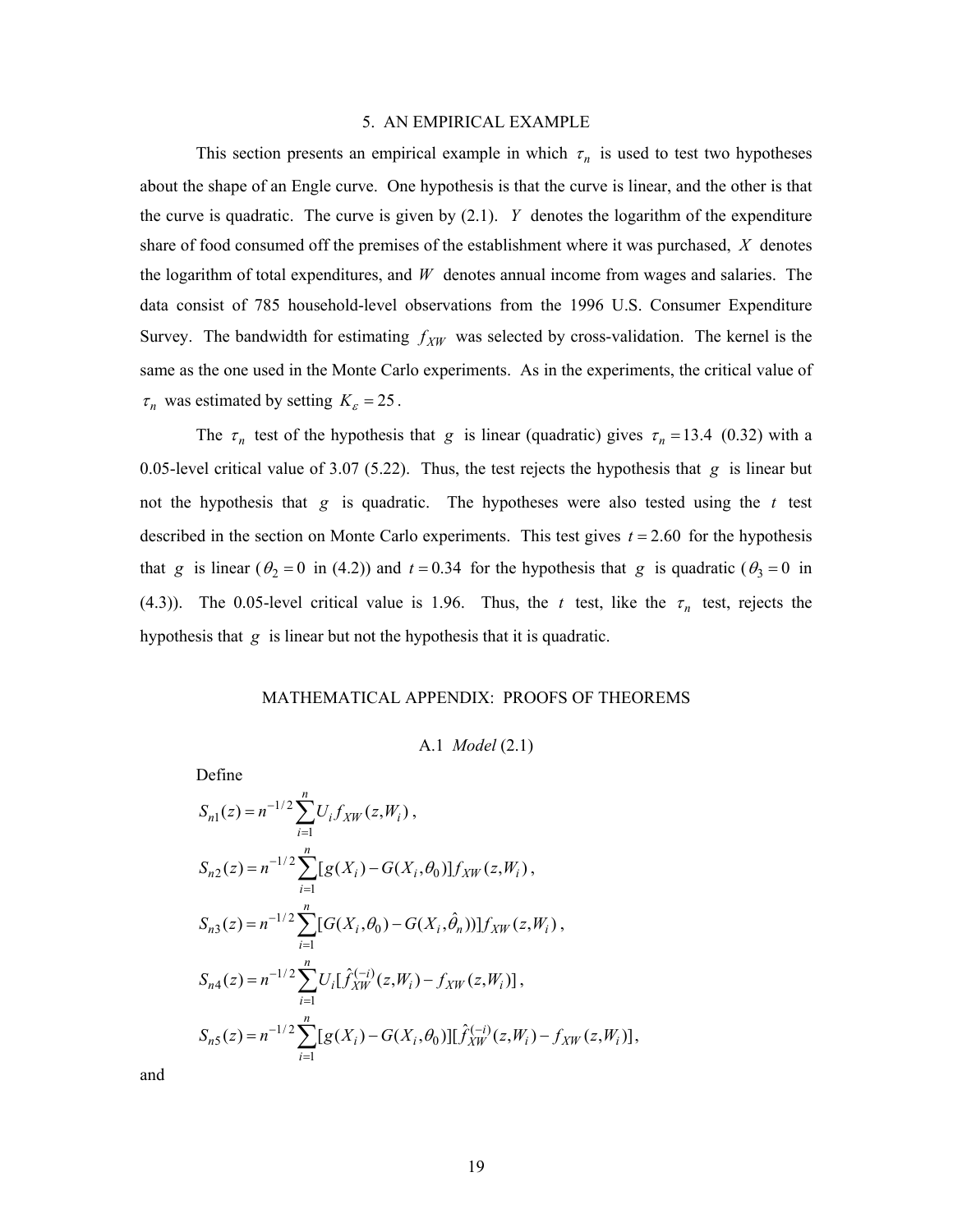## 5. AN EMPIRICAL EXAMPLE

This section presents an empirical example in which $\tau_n$ is used to test two hypotheses about the shape of an Engle curve. One hypothesis is that the curve is linear, and the other is that the curve is quadratic. The curve is given by (2.1). $Y$ denotes the logarithm of the expenditure share of food consumed off the premises of the establishment where it was purchased, $X$ denotes the logarithm of total expenditures, and $W$ denotes annual income from wages and salaries. The data consist of 785 household-level observations from the 1996 U.S. Consumer Expenditure Survey. The bandwidth for estimating $f_{XW}$ was selected by cross-validation. The kernel is the same as the one used in the Monte Carlo experiments. As in the experiments, the critical value of $\tau_n$ was estimated by setting $K_\varepsilon = 25$.

The $\tau_n$ test of the hypothesis that $g$ is linear (quadratic) gives $\tau_n = 13.4$ (0.32) with a 0.05-level critical value of 3.07 (5.22). Thus, the test rejects the hypothesis that $g$ is linear but not the hypothesis that $g$ is quadratic. The hypotheses were also tested using the $t$ test described in the section on Monte Carlo experiments. This test gives $t = 2.60$ for the hypothesis that $g$ is linear ($\theta_2 = 0$ in (4.2)) and $t = 0.34$ for the hypothesis that $g$ is quadratic ($\theta_3 = 0$ in (4.3)). The 0.05-level critical value is 1.96. Thus, the $t$ test, like the $\tau_n$ test, rejects the hypothesis that $g$ is linear but not the hypothesis that it is quadratic.

## MATHEMATICAL APPENDIX: PROOFS OF THEOREMS

### A.1 *Model* (2.1)

Define

$$S_{n1}(z) = n^{-1/2}\sum_{i=1}^{n} U_i f_{XW}(z, W_i),$$

$$S_{n2}(z) = n^{-1/2}\sum_{i=1}^{n} [g(X_i) - G(X_i, \theta_0)] f_{XW}(z, W_i),$$

$$S_{n3}(z) = n^{-1/2}\sum_{i=1}^{n} [G(X_i, \theta_0) - G(X_i, \hat{\theta}_n)] f_{XW}(z, W_i),$$

$$S_{n4}(z) = n^{-1/2}\sum_{i=1}^{n} U_i [\hat{f}_{XW}^{(-i)}(z, W_i) - f_{XW}(z, W_i)],$$

$$S_{n5}(z) = n^{-1/2}\sum_{i=1}^{n} [g(X_i) - G(X_i, \theta_0)][\hat{f}_{XW}^{(-i)}(z, W_i) - f_{XW}(z, W_i)],$$

and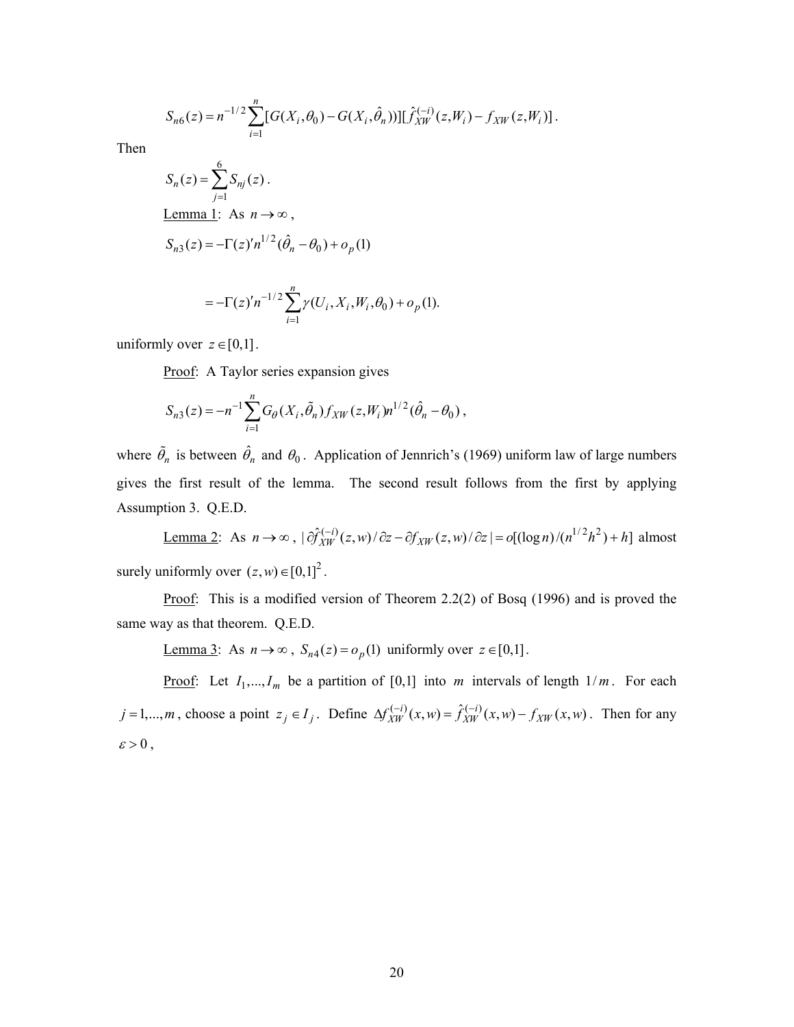$$S_{n6}(z) = n^{-1/2} \sum_{i=1}^{n} [G(X_i, \theta_0) - G(X_i, \hat{\theta}_n))][\hat{f}_{XW}^{(-i)}(z, W_i) - f_{XW}(z, W_i)] .$$

Then

$$S_n(z) = \sum_{j=1}^{6} S_{nj}(z) .$$

Lemma 1: As $n \to \infty$,

$$S_{n3}(z) = -\Gamma(z)' n^{1/2}(\hat{\theta}_n - \theta_0) + o_p(1)$$

$$= -\Gamma(z)' n^{-1/2} \sum_{i=1}^{n} \gamma(U_i, X_i, W_i, \theta_0) + o_p(1).$$

uniformly over $z \in [0,1]$.

Proof: A Taylor series expansion gives

$$S_{n3}(z) = -n^{-1} \sum_{i=1}^{n} G_\theta(X_i, \tilde{\theta}_n) f_{XW}(z, W_i) n^{1/2}(\hat{\theta}_n - \theta_0) ,$$

where $\tilde{\theta}_n$ is between $\hat{\theta}_n$ and $\theta_0$. Application of Jennrich's (1969) uniform law of large numbers gives the first result of the lemma. The second result follows from the first by applying Assumption 3. Q.E.D.

Lemma 2: As $n \to \infty$, $| \partial \hat{f}_{XW}^{(-i)}(z,w)/\partial z - \partial f_{XW}(z,w)/\partial z | = o[(\log n)/(n^{1/2}h^2) + h]$ almost surely uniformly over $(z,w) \in [0,1]^2$.

Proof: This is a modified version of Theorem 2.2(2) of Bosq (1996) and is proved the same way as that theorem. Q.E.D.

Lemma 3: As $n \to \infty$, $S_{n4}(z) = o_p(1)$ uniformly over $z \in [0,1]$.

Proof: Let $I_1, ..., I_m$ be a partition of $[0,1]$ into $m$ intervals of length $1/m$. For each $j = 1, ..., m$, choose a point $z_j \in I_j$. Define $\Delta f_{XW}^{(-i)}(x,w) = \hat{f}_{XW}^{(-i)}(x,w) - f_{XW}(x,w)$. Then for any $\varepsilon > 0$,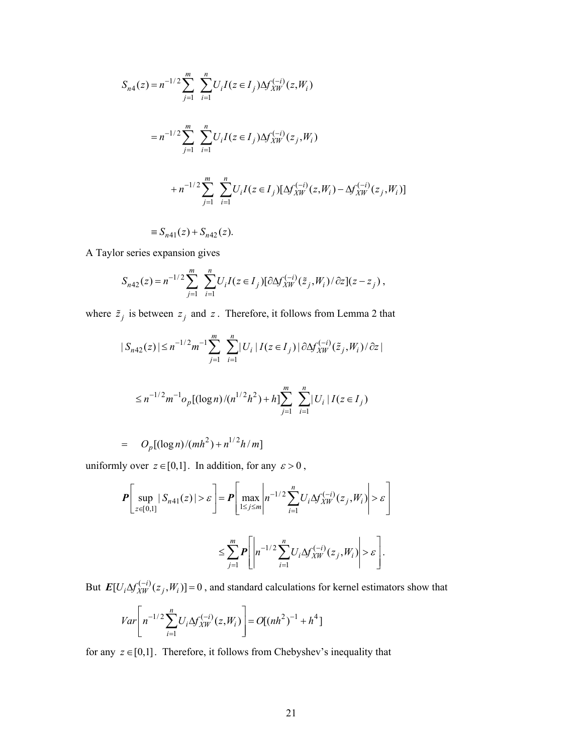$$S_{n4}(z) = n^{-1/2}\sum_{j=1}^{m}\sum_{i=1}^{n} U_i I(z \in I_j)\Delta f_{XW}^{(-i)}(z, W_i)$$

$$= n^{-1/2}\sum_{j=1}^{m}\sum_{i=1}^{n} U_i I(z \in I_j)\Delta f_{XW}^{(-i)}(z_j, W_i)$$

$$+ n^{-1/2}\sum_{j=1}^{m}\sum_{i=1}^{n} U_i I(z \in I_j)[\Delta f_{XW}^{(-i)}(z, W_i) - \Delta f_{XW}^{(-i)}(z_j, W_i)]$$

$$\equiv S_{n41}(z) + S_{n42}(z).$$

A Taylor series expansion gives

$$S_{n42}(z) = n^{-1/2}\sum_{j=1}^{m}\sum_{i=1}^{n} U_i I(z \in I_j)[\partial \Delta f_{XW}^{(-i)}(\tilde{z}_j, W_i)/\partial z](z - z_j),$$

where $\tilde{z}_j$ is between $z_j$ and $z$. Therefore, it follows from Lemma 2 that

$$|S_{n42}(z)| \le n^{-1/2}m^{-1}\sum_{j=1}^{m}\sum_{i=1}^{n} |U_i| I(z \in I_j) |\partial \Delta f_{XW}^{(-i)}(\tilde{z}_j, W_i)/\partial z|$$

$$\le n^{-1/2}m^{-1}o_p[(\log n)/(n^{1/2}h^2) + h]\sum_{j=1}^{m}\sum_{i=1}^{n} |U_i| I(z \in I_j)$$

$$= \quad O_p[(\log n)/(mh^2) + n^{1/2}h/m]$$

uniformly over $z \in [0,1]$. In addition, for any $\varepsilon > 0$,

$$\boldsymbol{P}\left[\sup_{z\in[0,1]} |S_{n41}(z)| > \varepsilon\right] = \boldsymbol{P}\left[\max_{1\le j\le m}\left|n^{-1/2}\sum_{i=1}^{n} U_i \Delta f_{XW}^{(-i)}(z_j, W_i)\right| > \varepsilon\right]$$

$$\le \sum_{j=1}^{m} \boldsymbol{P}\left[\left|n^{-1/2}\sum_{i=1}^{n} U_i \Delta f_{XW}^{(-i)}(z_j, W_i)\right| > \varepsilon\right].$$

But $\boldsymbol{E}[U_i \Delta f_{XW}^{(-i)}(z_j, W_i)] = 0$, and standard calculations for kernel estimators show that

$$Var\left[n^{-1/2}\sum_{i=1}^{n} U_i \Delta f_{XW}^{(-i)}(z, W_i)\right] = O[(nh^2)^{-1} + h^4]$$

for any $z \in [0,1]$. Therefore, it follows from Chebyshev's inequality that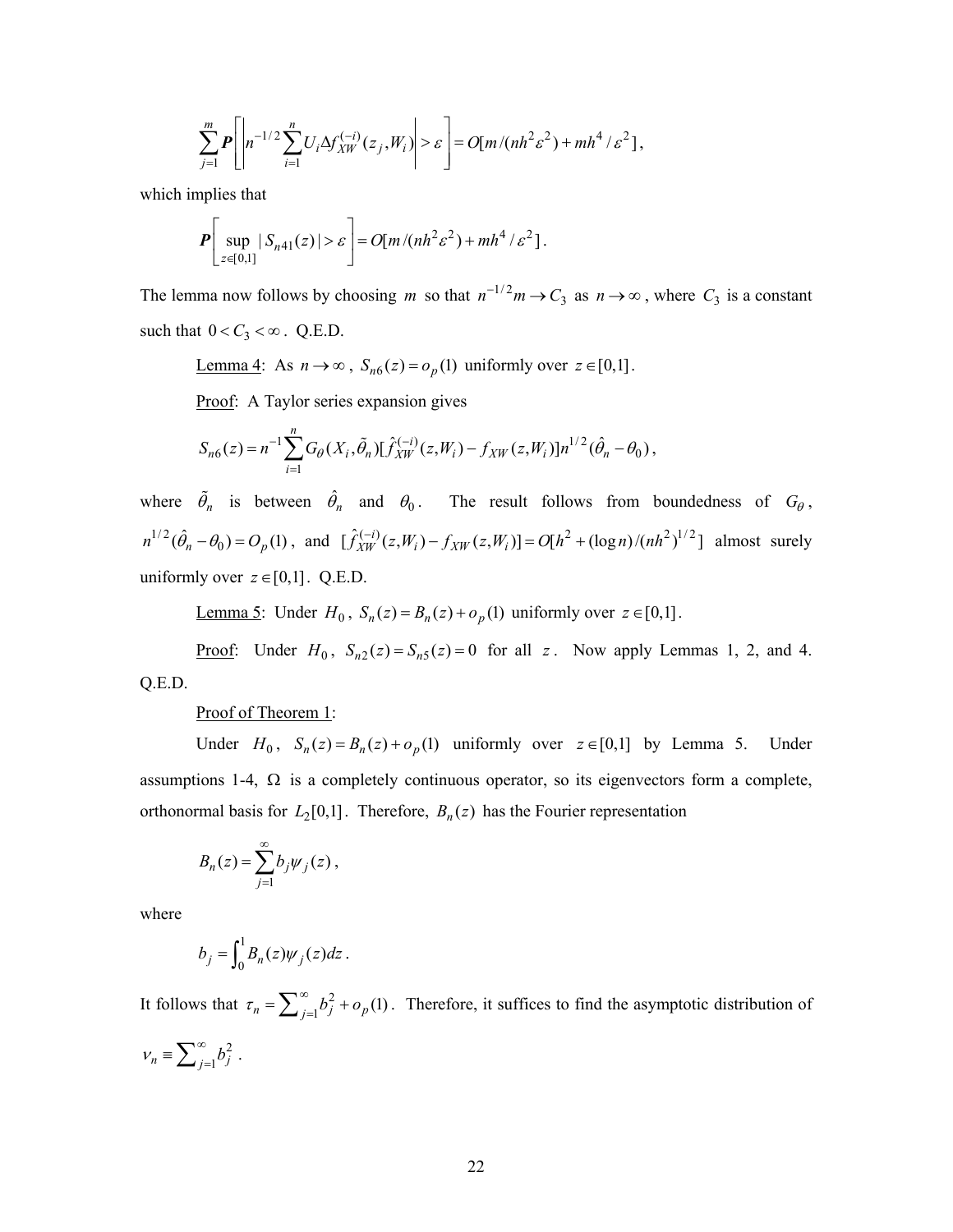$$\sum_{j=1}^{m} \boldsymbol{P}\left[\left| n^{-1/2}\sum_{i=1}^{n} U_i \Delta f_{XW}^{(-i)}(z_j, W_i)\right| > \varepsilon\right] = O[m/(nh^2\varepsilon^2) + mh^4/\varepsilon^2],$$

which implies that

$$\boldsymbol{P}\left[\sup_{z\in[0,1]} |S_{n41}(z)| > \varepsilon\right] = O[m/(nh^2\varepsilon^2) + mh^4/\varepsilon^2].$$

The lemma now follows by choosing $m$ so that $n^{-1/2}m \to C_3$ as $n \to \infty$, where $C_3$ is a constant such that $0 < C_3 < \infty$. Q.E.D.

Lemma 4: As $n \to \infty$, $S_{n6}(z) = o_p(1)$ uniformly over $z \in [0,1]$.

Proof: A Taylor series expansion gives

$$S_{n6}(z) = n^{-1}\sum_{i=1}^{n} G_\theta(X_i, \tilde{\theta}_n)[\hat{f}_{XW}^{(-i)}(z, W_i) - f_{XW}(z, W_i)]n^{1/2}(\hat{\theta}_n - \theta_0),$$

where $\tilde{\theta}_n$ is between $\hat{\theta}_n$ and $\theta_0$. The result follows from boundedness of $G_\theta$, $n^{1/2}(\hat{\theta}_n - \theta_0) = O_p(1)$, and $[\hat{f}_{XW}^{(-i)}(z, W_i) - f_{XW}(z, W_i)] = O[h^2 + (\log n)/(nh^2)^{1/2}]$ almost surely uniformly over $z \in [0,1]$. Q.E.D.

Lemma 5: Under $H_0$, $S_n(z) = B_n(z) + o_p(1)$ uniformly over $z \in [0,1]$.

Proof: Under $H_0$, $S_{n2}(z) = S_{n5}(z) = 0$ for all $z$. Now apply Lemmas 1, 2, and 4. Q.E.D.

Proof of Theorem 1:

Under $H_0$, $S_n(z) = B_n(z) + o_p(1)$ uniformly over $z \in [0,1]$ by Lemma 5. Under assumptions 1-4, $\Omega$ is a completely continuous operator, so its eigenvectors form a complete, orthonormal basis for $L_2[0,1]$. Therefore, $B_n(z)$ has the Fourier representation

$$B_n(z) = \sum_{j=1}^{\infty} b_j \psi_j(z),$$

where

$$b_j = \int_0^1 B_n(z)\psi_j(z)dz.$$

It follows that $\tau_n = \sum_{j=1}^{\infty} b_j^2 + o_p(1)$. Therefore, it suffices to find the asymptotic distribution of $\nu_n \equiv \sum_{j=1}^{\infty} b_j^2$.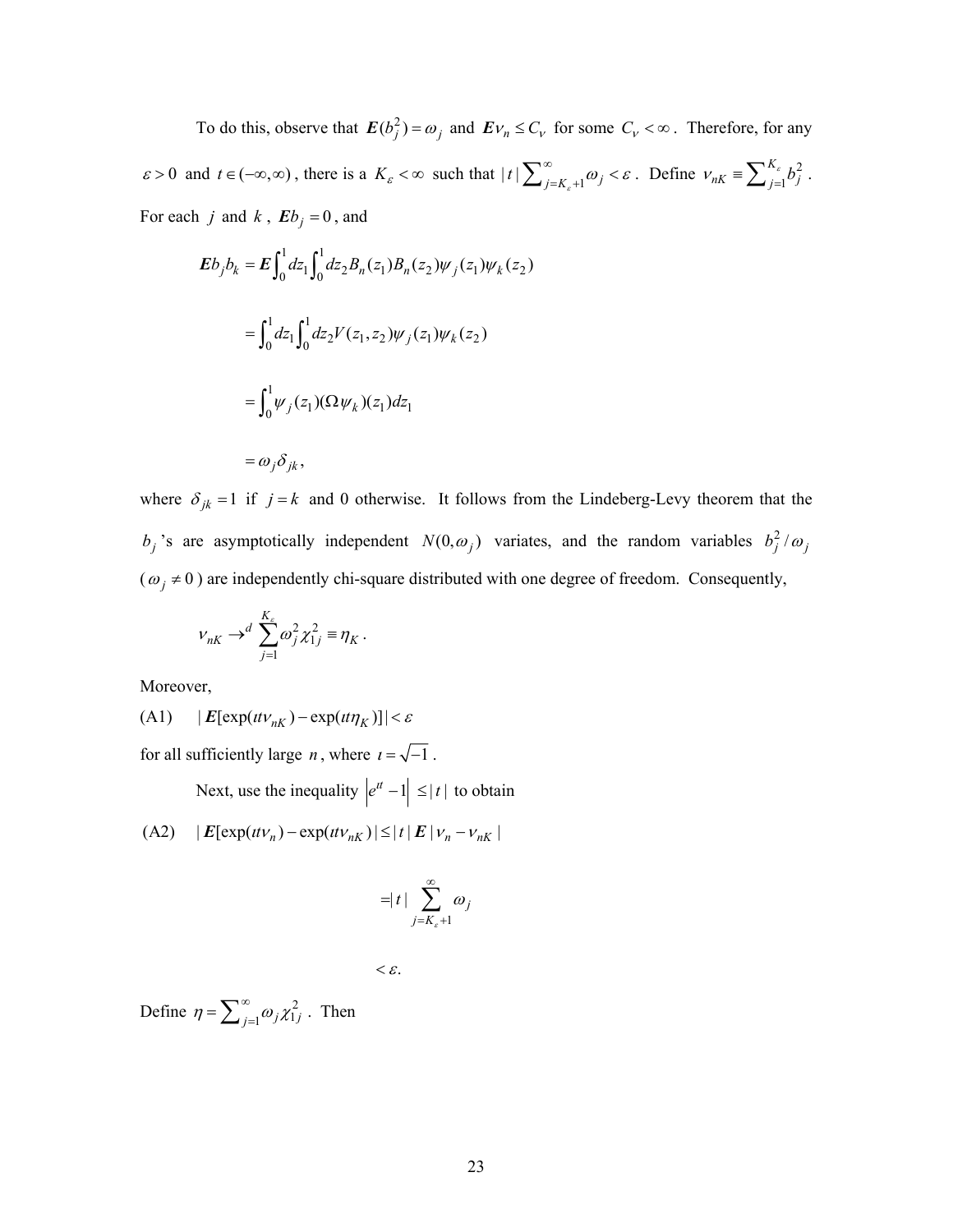To do this, observe that $\boldsymbol{E}(b_j^2) = \omega_j$ and $\boldsymbol{E}\nu_n \leq C_\nu$ for some $C_\nu < \infty$. Therefore, for any $\varepsilon > 0$ and $t \in (-\infty, \infty)$, there is a $K_\varepsilon < \infty$ such that $|t| \sum_{j=K_\varepsilon+1}^{\infty} \omega_j < \varepsilon$. Define $\nu_{nK} \equiv \sum_{j=1}^{K_\varepsilon} b_j^2$. For each $j$ and $k$, $\boldsymbol{E}b_j = 0$, and

$$\boldsymbol{E}b_j b_k = \boldsymbol{E}\int_0^1 dz_1 \int_0^1 dz_2 B_n(z_1) B_n(z_2) \psi_j(z_1) \psi_k(z_2)$$

$$= \int_0^1 dz_1 \int_0^1 dz_2 V(z_1, z_2) \psi_j(z_1) \psi_k(z_2)$$

$$= \int_0^1 \psi_j(z_1)(\Omega \psi_k)(z_1) dz_1$$

$$= \omega_j \delta_{jk},$$

where $\delta_{jk} = 1$ if $j = k$ and 0 otherwise. It follows from the Lindeberg-Levy theorem that the $b_j$'s are asymptotically independent $N(0, \omega_j)$ variates, and the random variables $b_j^2 / \omega_j$ ($\omega_j \neq 0$) are independently chi-square distributed with one degree of freedom. Consequently,

$$\nu_{nK} \to^d \sum_{j=1}^{K_\varepsilon} \omega_j^2 \chi_{1j}^2 \equiv \eta_K .$$

Moreover,

(A1) $\quad |\boldsymbol{E}[\exp(\iota t \nu_{nK}) - \exp(\iota t \eta_K)]| < \varepsilon$

for all sufficiently large $n$, where $\iota = \sqrt{-1}$.

Next, use the inequality $\left| e^{\iota t} - 1 \right| \leq |t|$ to obtain

(A2) $\quad |\boldsymbol{E}[\exp(\iota t \nu_n) - \exp(\iota t \nu_{nK})| \leq |t| \boldsymbol{E} | \nu_n - \nu_{nK} |$

$$= |t| \sum_{j=K_\varepsilon+1}^{\infty} \omega_j$$

$$< \varepsilon.$$

Define $\eta = \sum_{j=1}^{\infty} \omega_j \chi_{1j}^2$. Then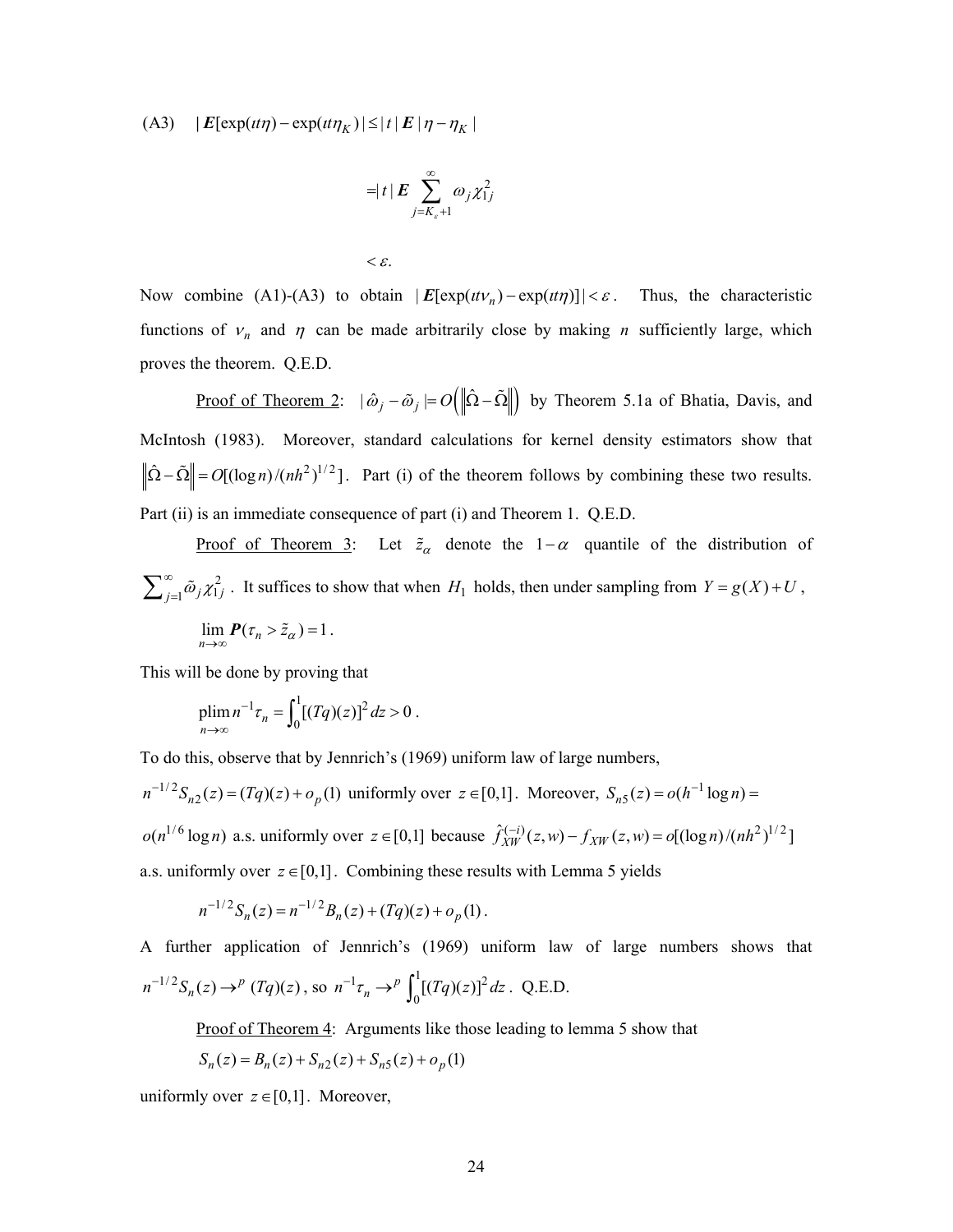(A3) $\quad |\boldsymbol{E}[\exp(\iota t\eta) - \exp(\iota t\eta_K)| \le |t| \boldsymbol{E} |\eta - \eta_K|$

$$= |t| \boldsymbol{E} \sum_{j=K_\varepsilon+1}^{\infty} \omega_j \chi_{1j}^2$$

$$< \varepsilon.$$

Now combine (A1)-(A3) to obtain $|\boldsymbol{E}[\exp(\iota t\nu_n) - \exp(\iota t\eta)]| < \varepsilon$. Thus, the characteristic functions of $\nu_n$ and $\eta$ can be made arbitrarily close by making $n$ sufficiently large, which proves the theorem. Q.E.D.

Proof of Theorem 2: $|\hat{\omega}_j - \tilde{\omega}_j| = O\left(\left\|\hat{\Omega} - \tilde{\Omega}\right\|\right)$ by Theorem 5.1a of Bhatia, Davis, and McIntosh (1983). Moreover, standard calculations for kernel density estimators show that $\left\|\hat{\Omega} - \tilde{\Omega}\right\| = O[(\log n)/(nh^2)^{1/2}]$. Part (i) of the theorem follows by combining these two results. Part (ii) is an immediate consequence of part (i) and Theorem 1. Q.E.D.

Proof of Theorem 3: Let $\tilde{z}_\alpha$ denote the $1-\alpha$ quantile of the distribution of $\sum_{j=1}^{\infty} \tilde{\omega}_j \chi_{1j}^2$. It suffices to show that when $H_1$ holds, then under sampling from $Y = g(X) + U$,

$$\lim_{n\to\infty} \boldsymbol{P}(\tau_n > \tilde{z}_\alpha) = 1.$$

This will be done by proving that

$$\operatorname*{plim}_{n\to\infty} n^{-1}\tau_n = \int_0^1 [(Tq)(z)]^2 \, dz > 0.$$

To do this, observe that by Jennrich's (1969) uniform law of large numbers, $n^{-1/2} S_{n2}(z) = (Tq)(z) + o_p(1)$ uniformly over $z \in [0,1]$. Moreover, $S_{n5}(z) = o(h^{-1}\log n) = o(n^{1/6}\log n)$ a.s. uniformly over $z \in [0,1]$ because $\hat{f}_{XW}^{(-i)}(z,w) - f_{XW}(z,w) = o[(\log n)/(nh^2)^{1/2}]$ a.s. uniformly over $z \in [0,1]$. Combining these results with Lemma 5 yields

$$n^{-1/2} S_n(z) = n^{-1/2} B_n(z) + (Tq)(z) + o_p(1).$$

A further application of Jennrich's (1969) uniform law of large numbers shows that $n^{-1/2} S_n(z) \to^p (Tq)(z)$, so $n^{-1}\tau_n \to^p \int_0^1 [(Tq)(z)]^2 dz$. Q.E.D.

Proof of Theorem 4: Arguments like those leading to lemma 5 show that

$$S_n(z) = B_n(z) + S_{n2}(z) + S_{n5}(z) + o_p(1)$$

uniformly over $z \in [0,1]$. Moreover,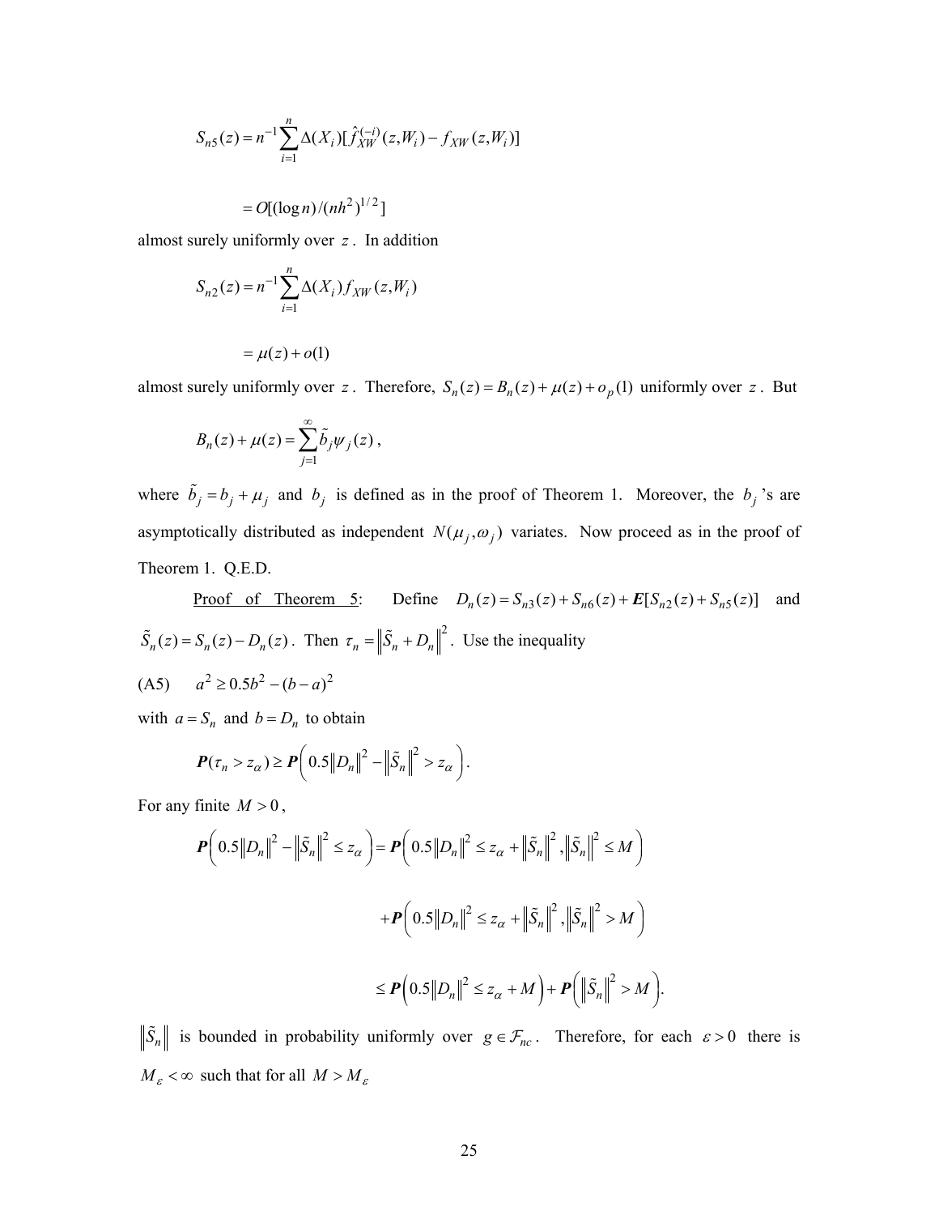$$S_{n5}(z) = n^{-1}\sum_{i=1}^{n} \Delta(X_i)[\hat{f}_{XW}^{(-i)}(z,W_i) - f_{XW}(z,W_i)]$$

$$= O[(\log n)/(nh^2)^{1/2}]$$

almost surely uniformly over $z$. In addition

$$S_{n2}(z) = n^{-1}\sum_{i=1}^{n} \Delta(X_i) f_{XW}(z,W_i)$$

$$= \mu(z) + o(1)$$

almost surely uniformly over $z$. Therefore, $S_n(z) = B_n(z) + \mu(z) + o_p(1)$ uniformly over $z$. But

$$B_n(z) + \mu(z) = \sum_{j=1}^{\infty} \tilde{b}_j \psi_j(z),$$

where $\tilde{b}_j = b_j + \mu_j$ and $b_j$ is defined as in the proof of Theorem 1. Moreover, the $b_j$'s are asymptotically distributed as independent $N(\mu_j, \omega_j)$ variates. Now proceed as in the proof of Theorem 1. Q.E.D.

<u>Proof of Theorem 5</u>: Define $D_n(z) = S_{n3}(z) + S_{n6}(z) + \boldsymbol{E}[S_{n2}(z) + S_{n5}(z)]$ and $\tilde{S}_n(z) = S_n(z) - D_n(z)$. Then $\tau_n = \left\| \tilde{S}_n + D_n \right\|^2$. Use the inequality

(A5) $\quad a^2 \geq 0.5b^2 - (b-a)^2$

with $a = S_n$ and $b = D_n$ to obtain

$$\boldsymbol{P}(\tau_n > z_\alpha) \geq \boldsymbol{P}\left(0.5\left\|D_n\right\|^2 - \left\|\tilde{S}_n\right\|^2 > z_\alpha\right).$$

For any finite $M > 0$,

$$\boldsymbol{P}\left(0.5\left\|D_n\right\|^2 - \left\|\tilde{S}_n\right\|^2 \leq z_\alpha\right) = \boldsymbol{P}\left(0.5\left\|D_n\right\|^2 \leq z_\alpha + \left\|\tilde{S}_n\right\|^2, \left\|\tilde{S}_n\right\|^2 \leq M\right)$$

$$+ \boldsymbol{P}\left(0.5\left\|D_n\right\|^2 \leq z_\alpha + \left\|\tilde{S}_n\right\|^2, \left\|\tilde{S}_n\right\|^2 > M\right)$$

$$\leq \boldsymbol{P}\left(0.5\left\|D_n\right\|^2 \leq z_\alpha + M\right) + \boldsymbol{P}\left(\left\|\tilde{S}_n\right\|^2 > M\right).$$

$\left\|\tilde{S}_n\right\|$ is bounded in probability uniformly over $g \in \mathcal{F}_{nc}$. Therefore, for each $\varepsilon > 0$ there is $M_\varepsilon < \infty$ such that for all $M > M_\varepsilon$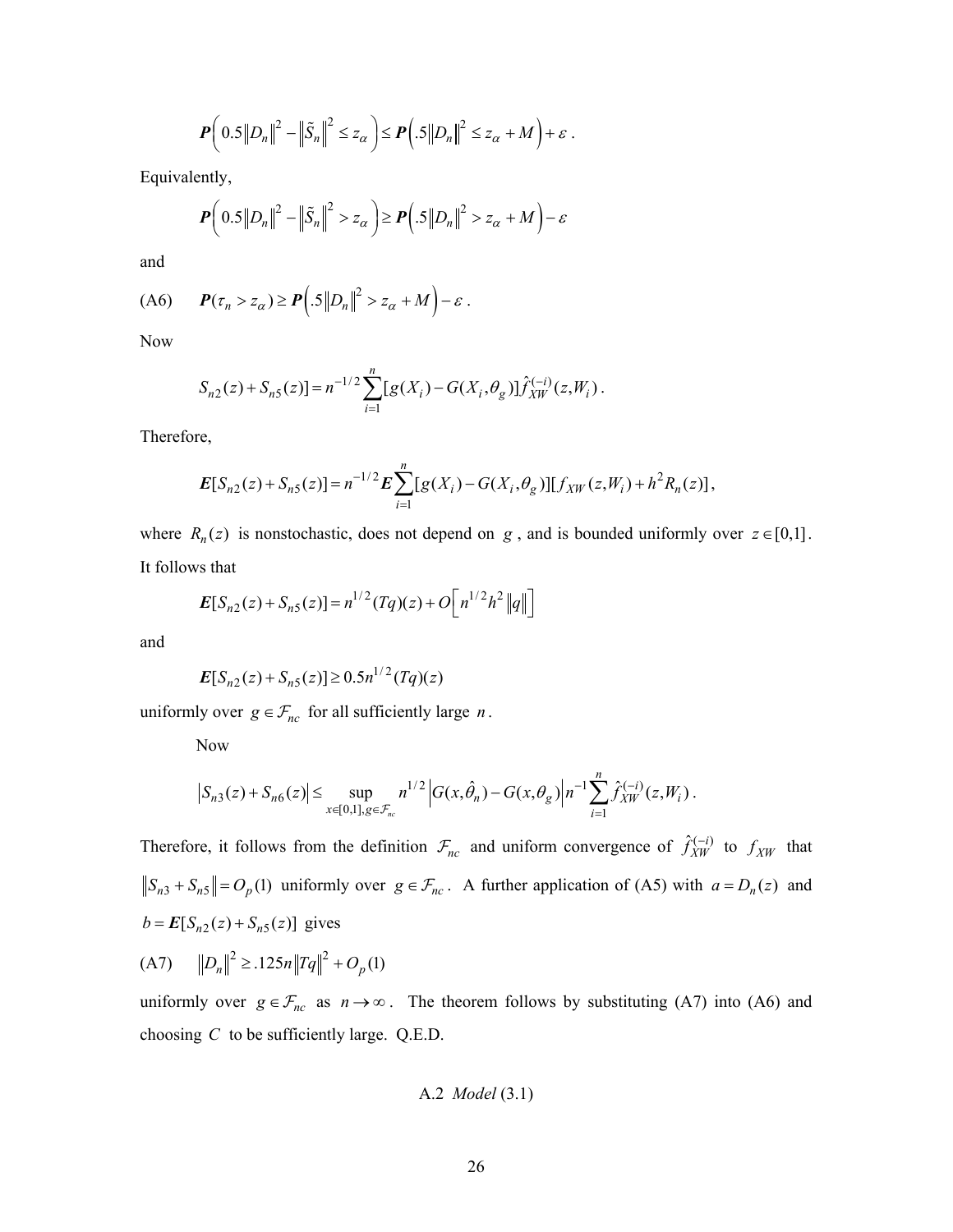$$\boldsymbol{P}\left(0.5\|D_n\|^2 - \|\tilde{S}_n\|^2 \le z_\alpha\right) \le \boldsymbol{P}\left(.5\|D_n\|^2 \le z_\alpha + M\right) + \varepsilon .$$

Equivalently,

$$\boldsymbol{P}\left(0.5\|D_n\|^2 - \|\tilde{S}_n\|^2 > z_\alpha\right) \ge \boldsymbol{P}\left(.5\|D_n\|^2 > z_\alpha + M\right) - \varepsilon$$

and

$$\text{(A6)} \qquad \boldsymbol{P}(\tau_n > z_\alpha) \ge \boldsymbol{P}\left(.5\|D_n\|^2 > z_\alpha + M\right) - \varepsilon .$$

Now

$$S_{n2}(z) + S_{n5}(z)] = n^{-1/2}\sum_{i=1}^{n}[g(X_i) - G(X_i, \theta_g)]\hat{f}_{XW}^{(-i)}(z, W_i) .$$

Therefore,

$$\boldsymbol{E}[S_{n2}(z) + S_{n5}(z)] = n^{-1/2}\boldsymbol{E}\sum_{i=1}^{n}[g(X_i) - G(X_i, \theta_g)][f_{XW}(z, W_i) + h^2 R_n(z)] ,$$

where $R_n(z)$ is nonstochastic, does not depend on $g$, and is bounded uniformly over $z \in [0,1]$. It follows that

$$\boldsymbol{E}[S_{n2}(z) + S_{n5}(z)] = n^{1/2}(Tq)(z) + O\left[n^{1/2}h^2\|q\|\right]$$

and

$$\boldsymbol{E}[S_{n2}(z) + S_{n5}(z)] \ge 0.5n^{1/2}(Tq)(z)$$

uniformly over $g \in \mathcal{F}_{nc}$ for all sufficiently large $n$.

Now

$$\left|S_{n3}(z) + S_{n6}(z)\right| \le \sup_{x \in [0,1], g \in \mathcal{F}_{nc}} n^{1/2}\left|G(x, \hat{\theta}_n) - G(x, \theta_g)\right| n^{-1}\sum_{i=1}^{n}\hat{f}_{XW}^{(-i)}(z, W_i) .$$

Therefore, it follows from the definition $\mathcal{F}_{nc}$ and uniform convergence of $\hat{f}_{XW}^{(-i)}$ to $f_{XW}$ that $\|S_{n3} + S_{n5}\| = O_p(1)$ uniformly over $g \in \mathcal{F}_{nc}$. A further application of (A5) with $a = D_n(z)$ and $b = \boldsymbol{E}[S_{n2}(z) + S_{n5}(z)]$ gives

$$\text{(A7)} \qquad \|D_n\|^2 \ge .125n\|Tq\|^2 + O_p(1)$$

uniformly over $g \in \mathcal{F}_{nc}$ as $n \to \infty$. The theorem follows by substituting (A7) into (A6) and choosing $C$ to be sufficiently large. Q.E.D.

### A.2 *Model* (3.1)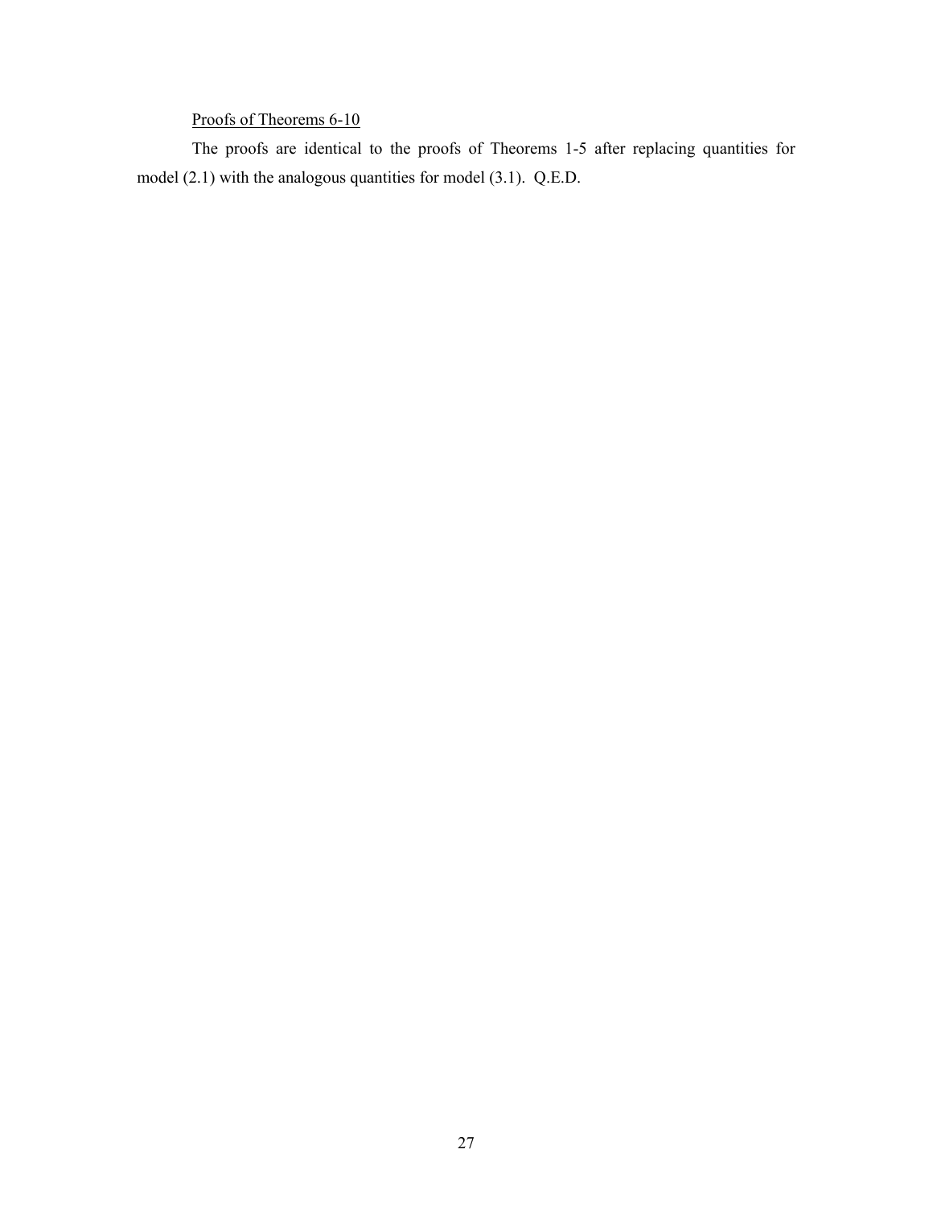Proofs of Theorems 6-10

The proofs are identical to the proofs of Theorems 1-5 after replacing quantities for model (2.1) with the analogous quantities for model (3.1). Q.E.D.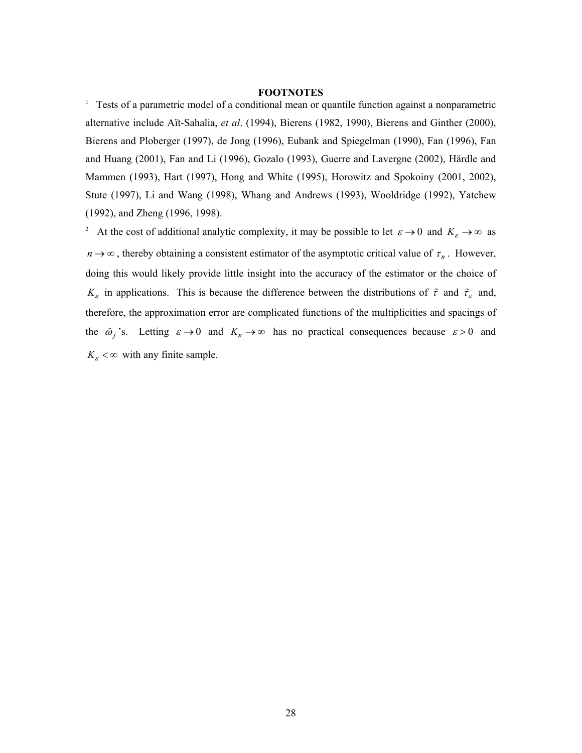## FOOTNOTES

[1] Tests of a parametric model of a conditional mean or quantile function against a nonparametric alternative include Aït-Sahalia, *et al*. (1994), Bierens (1982, 1990), Bierens and Ginther (2000), Bierens and Ploberger (1997), de Jong (1996), Eubank and Spiegelman (1990), Fan (1996), Fan and Huang (2001), Fan and Li (1996), Gozalo (1993), Guerre and Lavergne (2002), Härdle and Mammen (1993), Hart (1997), Hong and White (1995), Horowitz and Spokoiny (2001, 2002), Stute (1997), Li and Wang (1998), Whang and Andrews (1993), Wooldridge (1992), Yatchew (1992), and Zheng (1996, 1998).

[2] At the cost of additional analytic complexity, it may be possible to let $\varepsilon \to 0$ and $K_\varepsilon \to \infty$ as $n \to \infty$, thereby obtaining a consistent estimator of the asymptotic critical value of $\tau_n$. However, doing this would likely provide little insight into the accuracy of the estimator or the choice of $K_\varepsilon$ in applications. This is because the difference between the distributions of $\tilde{\tau}$ and $\tilde{\tau}_\varepsilon$ and, therefore, the approximation error are complicated functions of the multiplicities and spacings of the $\tilde{\omega}_j$'s. Letting $\varepsilon \to 0$ and $K_\varepsilon \to \infty$ has no practical consequences because $\varepsilon > 0$ and $K_\varepsilon < \infty$ with any finite sample.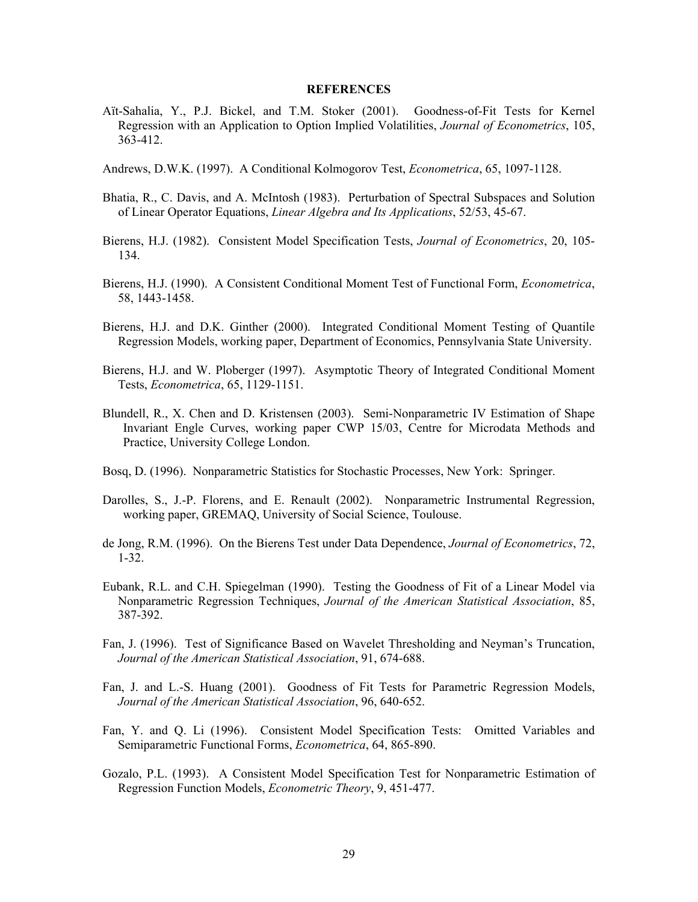# REFERENCES

Aït-Sahalia, Y., P.J. Bickel, and T.M. Stoker (2001). Goodness-of-Fit Tests for Kernel Regression with an Application to Option Implied Volatilities, *Journal of Econometrics*, 105, 363-412.

Andrews, D.W.K. (1997). A Conditional Kolmogorov Test, *Econometrica*, 65, 1097-1128.

Bhatia, R., C. Davis, and A. McIntosh (1983). Perturbation of Spectral Subspaces and Solution of Linear Operator Equations, *Linear Algebra and Its Applications*, 52/53, 45-67.

Bierens, H.J. (1982). Consistent Model Specification Tests, *Journal of Econometrics*, 20, 105-134.

Bierens, H.J. (1990). A Consistent Conditional Moment Test of Functional Form, *Econometrica*, 58, 1443-1458.

Bierens, H.J. and D.K. Ginther (2000). Integrated Conditional Moment Testing of Quantile Regression Models, working paper, Department of Economics, Pennsylvania State University.

Bierens, H.J. and W. Ploberger (1997). Asymptotic Theory of Integrated Conditional Moment Tests, *Econometrica*, 65, 1129-1151.

Blundell, R., X. Chen and D. Kristensen (2003). Semi-Nonparametric IV Estimation of Shape Invariant Engle Curves, working paper CWP 15/03, Centre for Microdata Methods and Practice, University College London.

Bosq, D. (1996). Nonparametric Statistics for Stochastic Processes, New York: Springer.

Darolles, S., J.-P. Florens, and E. Renault (2002). Nonparametric Instrumental Regression, working paper, GREMAQ, University of Social Science, Toulouse.

de Jong, R.M. (1996). On the Bierens Test under Data Dependence, *Journal of Econometrics*, 72, 1-32.

Eubank, R.L. and C.H. Spiegelman (1990). Testing the Goodness of Fit of a Linear Model via Nonparametric Regression Techniques, *Journal of the American Statistical Association*, 85, 387-392.

Fan, J. (1996). Test of Significance Based on Wavelet Thresholding and Neyman's Truncation, *Journal of the American Statistical Association*, 91, 674-688.

Fan, J. and L.-S. Huang (2001). Goodness of Fit Tests for Parametric Regression Models, *Journal of the American Statistical Association*, 96, 640-652.

Fan, Y. and Q. Li (1996). Consistent Model Specification Tests: Omitted Variables and Semiparametric Functional Forms, *Econometrica*, 64, 865-890.

Gozalo, P.L. (1993). A Consistent Model Specification Test for Nonparametric Estimation of Regression Function Models, *Econometric Theory*, 9, 451-477.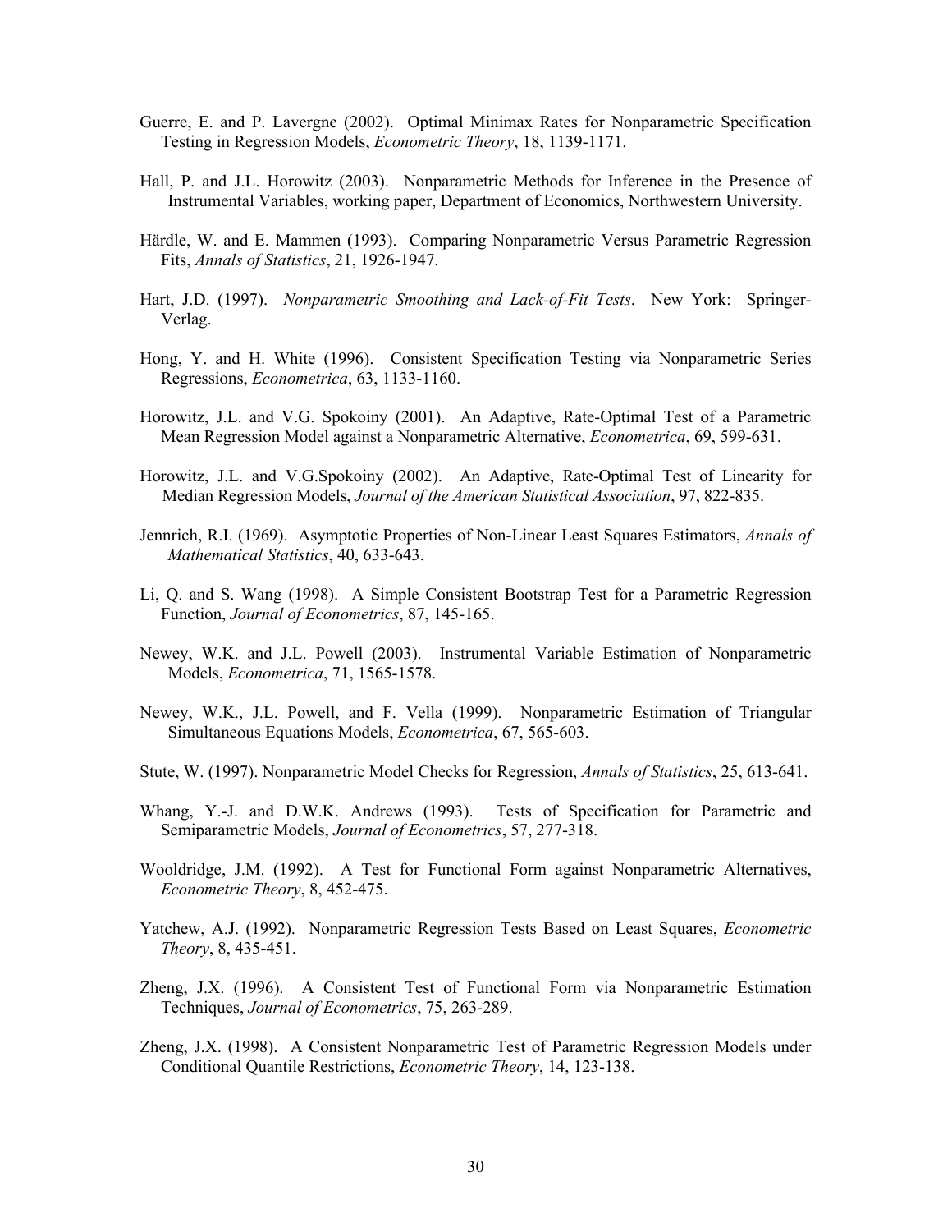Guerre, E. and P. Lavergne (2002). Optimal Minimax Rates for Nonparametric Specification Testing in Regression Models, *Econometric Theory*, 18, 1139-1171.

Hall, P. and J.L. Horowitz (2003). Nonparametric Methods for Inference in the Presence of Instrumental Variables, working paper, Department of Economics, Northwestern University.

Härdle, W. and E. Mammen (1993). Comparing Nonparametric Versus Parametric Regression Fits, *Annals of Statistics*, 21, 1926-1947.

Hart, J.D. (1997). *Nonparametric Smoothing and Lack-of-Fit Tests*. New York: Springer-Verlag.

Hong, Y. and H. White (1996). Consistent Specification Testing via Nonparametric Series Regressions, *Econometrica*, 63, 1133-1160.

Horowitz, J.L. and V.G. Spokoiny (2001). An Adaptive, Rate-Optimal Test of a Parametric Mean Regression Model against a Nonparametric Alternative, *Econometrica*, 69, 599-631.

Horowitz, J.L. and V.G.Spokoiny (2002). An Adaptive, Rate-Optimal Test of Linearity for Median Regression Models, *Journal of the American Statistical Association*, 97, 822-835.

Jennrich, R.I. (1969). Asymptotic Properties of Non-Linear Least Squares Estimators, *Annals of Mathematical Statistics*, 40, 633-643.

Li, Q. and S. Wang (1998). A Simple Consistent Bootstrap Test for a Parametric Regression Function, *Journal of Econometrics*, 87, 145-165.

Newey, W.K. and J.L. Powell (2003). Instrumental Variable Estimation of Nonparametric Models, *Econometrica*, 71, 1565-1578.

Newey, W.K., J.L. Powell, and F. Vella (1999). Nonparametric Estimation of Triangular Simultaneous Equations Models, *Econometrica*, 67, 565-603.

Stute, W. (1997). Nonparametric Model Checks for Regression, *Annals of Statistics*, 25, 613-641.

Whang, Y.-J. and D.W.K. Andrews (1993). Tests of Specification for Parametric and Semiparametric Models, *Journal of Econometrics*, 57, 277-318.

Wooldridge, J.M. (1992). A Test for Functional Form against Nonparametric Alternatives, *Econometric Theory*, 8, 452-475.

Yatchew, A.J. (1992). Nonparametric Regression Tests Based on Least Squares, *Econometric Theory*, 8, 435-451.

Zheng, J.X. (1996). A Consistent Test of Functional Form via Nonparametric Estimation Techniques, *Journal of Econometrics*, 75, 263-289.

Zheng, J.X. (1998). A Consistent Nonparametric Test of Parametric Regression Models under Conditional Quantile Restrictions, *Econometric Theory*, 14, 123-138.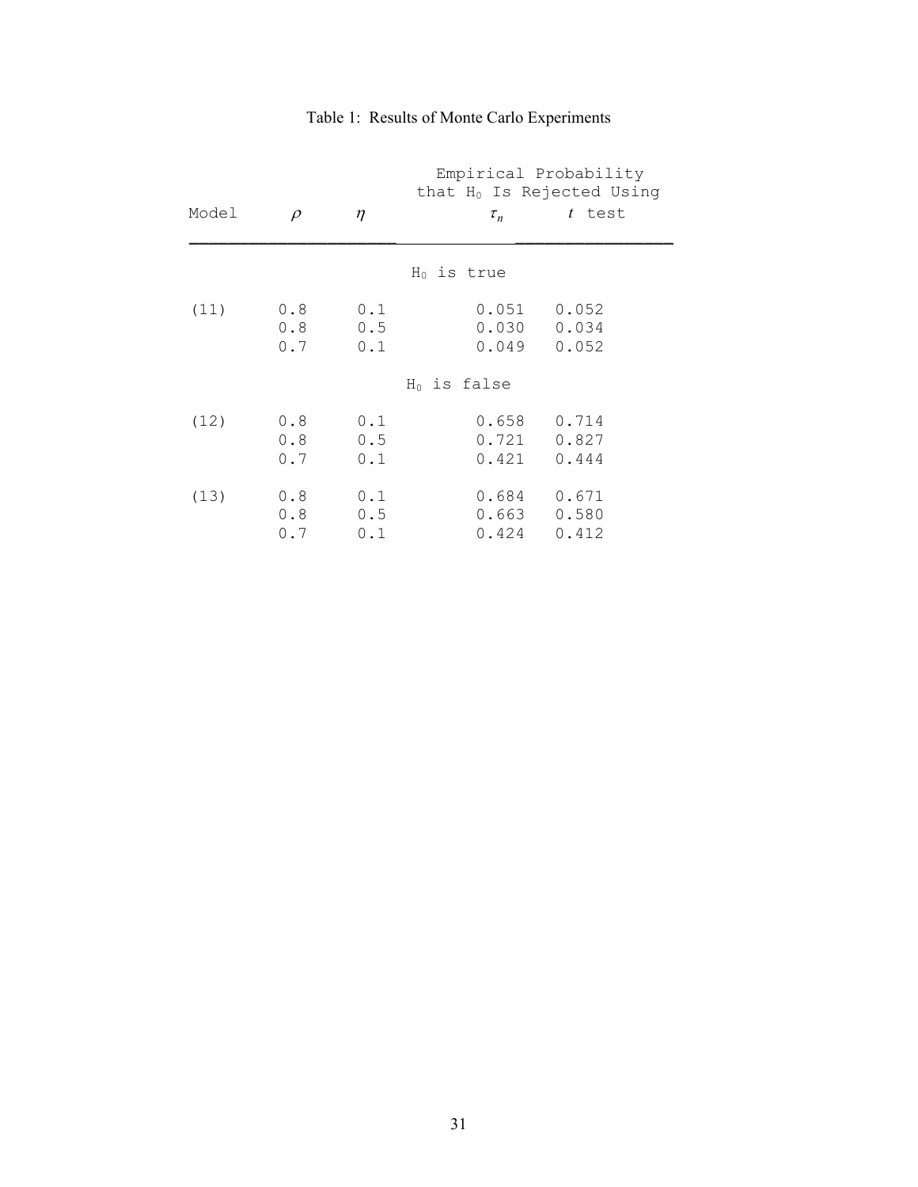Table 1: Results of Monte Carlo Experiments

| Model | $\rho$ | $\eta$ | Empirical Probability that $H_0$ Is Rejected Using $\tau_n$ | $t$ test |
|---|---|---|---|---|
| | | | $H_0$ is true | |
| (11) | 0.8 | 0.1 | 0.051 | 0.052 |
| | 0.8 | 0.5 | 0.030 | 0.034 |
| | 0.7 | 0.1 | 0.049 | 0.052 |
| | | | $H_0$ is false | |
| (12) | 0.8 | 0.1 | 0.658 | 0.714 |
| | 0.8 | 0.5 | 0.721 | 0.827 |
| | 0.7 | 0.1 | 0.421 | 0.444 |
| (13) | 0.8 | 0.1 | 0.684 | 0.671 |
| | 0.8 | 0.5 | 0.663 | 0.580 |
| | 0.7 | 0.1 | 0.424 | 0.412 |